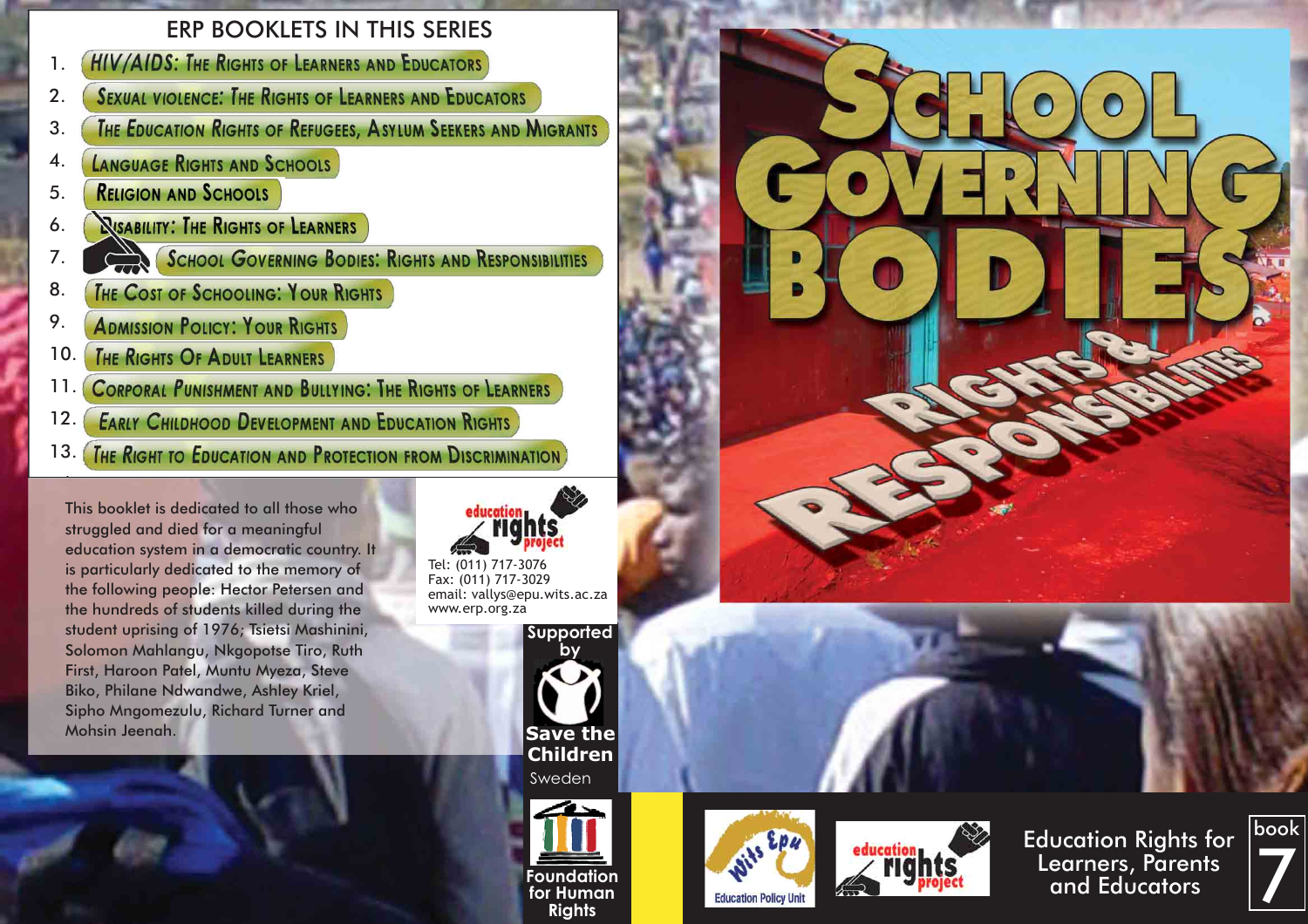# School Governing Bodies

## Rights & Responsibilities

Education Rights for Learners, Parents and Educators

book 7

## ERP BOOKLETS IN THIS SERIES

1. HIV/AIDS: The Rights of Learners and Educators
2. Sexual Violence: The Rights of Learners and Educators
3. The Education Rights of Refugees, Asylum Seekers and Migrants
4. Language Rights and Schools
5. Religion and Schools
6. Disability: The Rights of Learners
7. School Governing Bodies: Rights and Responsibilities
8. The Cost of Schooling: Your Rights
9. Admission Policy: Your Rights
10. The Rights Of Adult Learners
11. Corporal Punishment and Bullying: The Rights of Learners
12. Early Childhood Development and Education Rights
13. The Right to Education and Protection from Discrimination

This booklet is dedicated to all those who struggled and died for a meaningful education system in a democratic country. It is particularly dedicated to the memory of the following people: Hector Petersen and the hundreds of students killed during the student uprising of 1976; Tsietsi Mashinini, Solomon Mahlangu, Nkgopotse Tiro, Ruth First, Haroon Patel, Muntu Myeza, Steve Biko, Philane Ndwandwe, Ashley Kriel, Sipho Mngomezulu, Richard Turner and Mohsin Jeenah.

education rights project

Tel: (011) 717-3076
Fax: (011) 717-3029
email: vallys@epu.wits.ac.za
www.erp.org.za

Supported by

Save the Children Sweden

Foundation for Human Rights

Wits Epu Education Policy Unit

education rights project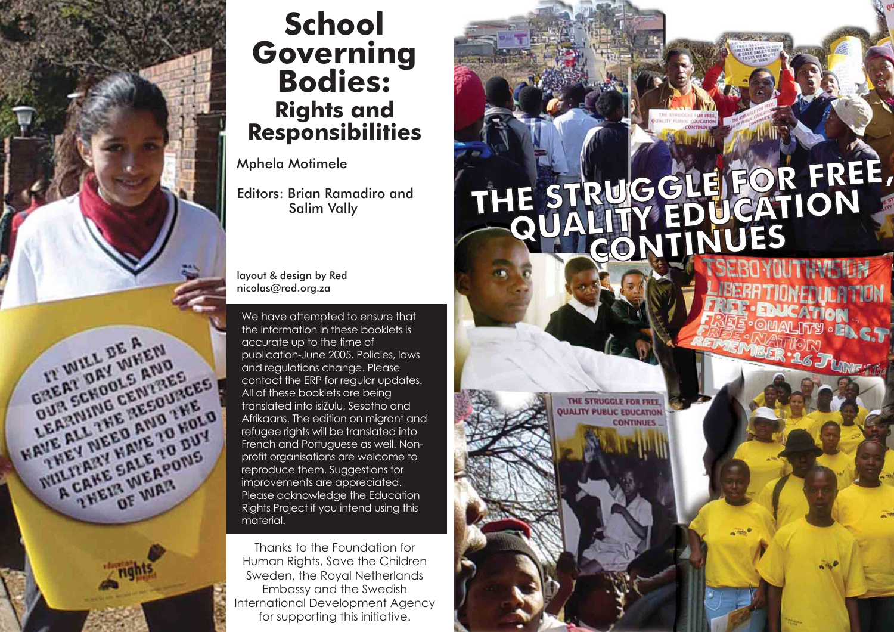# School Governing Bodies:

## Rights and Responsibilities

Mphela Motimele

Editors: Brian Ramadiro and Salim Vally

layout & design by Red
nicolas@red.org.za

We have attempted to ensure that the information in these booklets is accurate up to the time of publication-June 2005. Policies, laws and regulations change. Please contact the ERP for regular updates. All of these booklets are being translated into isiZulu, Sesotho and Afrikaans. The edition on migrant and refugee rights will be translated into French and Portuguese as well. Non-profit organisations are welcome to reproduce them. Suggestions for improvements are appreciated. Please acknowledge the Education Rights Project if you intend using this material.

Thanks to the Foundation for Human Rights, Save the Children Sweden, the Royal Netherlands Embassy and the Swedish International Development Agency for supporting this initiative.

THE STRUGGLE FOR FREE, QUALITY EDUCATION CONTINUES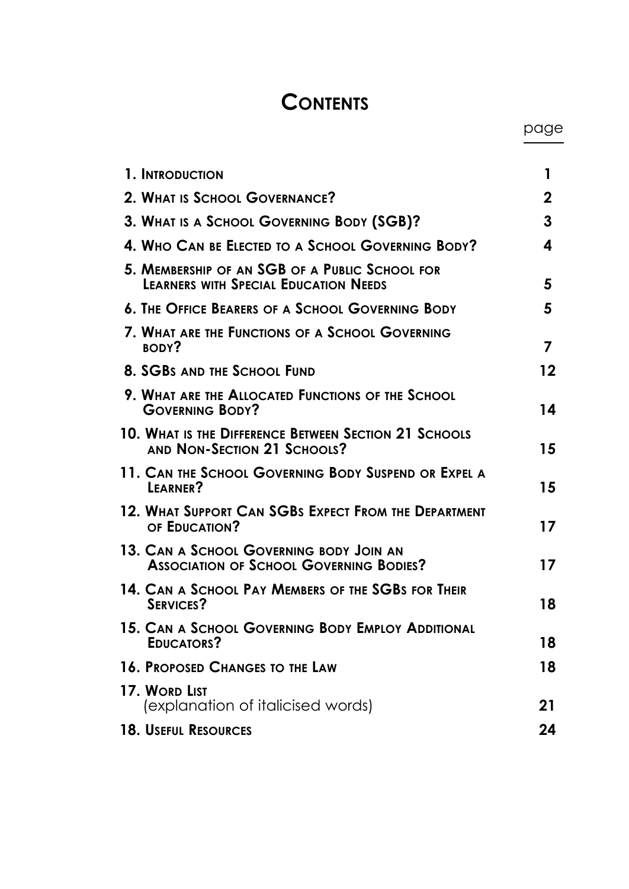# Contents

| | page |
|---|---|
| **1. Introduction** | **1** |
| **2. What is School Governance?** | **2** |
| **3. What is a School Governing Body (SGB)?** | **3** |
| **4. Who Can be Elected to a School Governing Body?** | **4** |
| **5. Membership of an SGB of a Public School for Learners with Special Education Needs** | **5** |
| **6. The Office Bearers of a School Governing Body** | **5** |
| **7. What are the Functions of a School Governing body?** | **7** |
| **8. SGBs and the School Fund** | **12** |
| **9. What are the Allocated Functions of the School Governing Body?** | **14** |
| **10. What is the Difference Between Section 21 Schools and Non-Section 21 Schools?** | **15** |
| **11. Can the School Governing Body Suspend or Expel a Learner?** | **15** |
| **12. What Support Can SGBs Expect From the Department of Education?** | **17** |
| **13. Can a School Governing body Join an Association of School Governing Bodies?** | **17** |
| **14. Can a School Pay Members of the SGBs for Their Services?** | **18** |
| **15. Can a School Governing Body Employ Additional Educators?** | **18** |
| **16. Proposed Changes to the Law** | **18** |
| **17. Word List** (explanation of italicised words) | **21** |
| **18. Useful Resources** | **24** |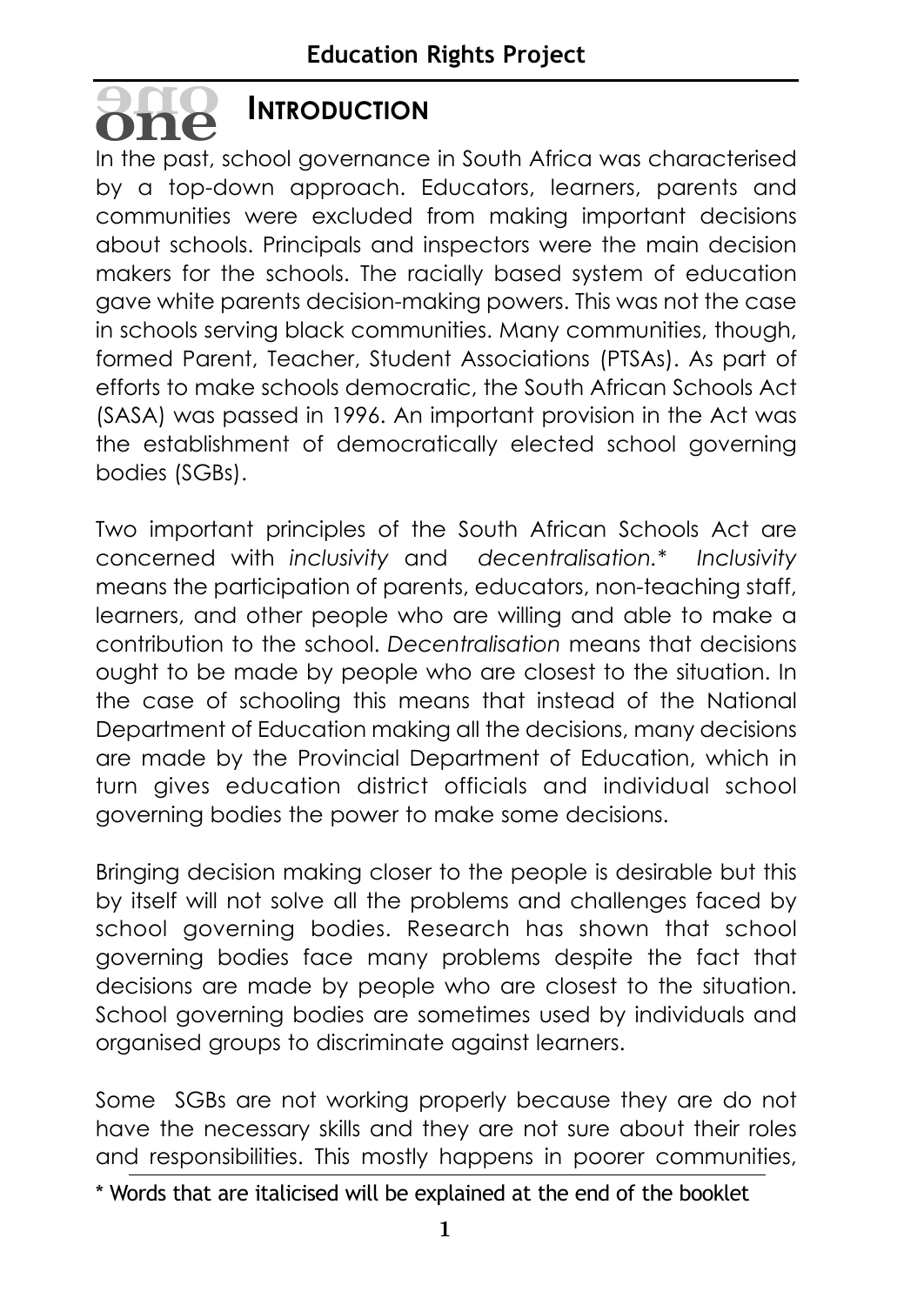# one INTRODUCTION

In the past, school governance in South Africa was characterised by a top-down approach. Educators, learners, parents and communities were excluded from making important decisions about schools. Principals and inspectors were the main decision makers for the schools. The racially based system of education gave white parents decision-making powers. This was not the case in schools serving black communities. Many communities, though, formed Parent, Teacher, Student Associations (PTSAs). As part of efforts to make schools democratic, the South African Schools Act (SASA) was passed in 1996. An important provision in the Act was the establishment of democratically elected school governing bodies (SGBs).

Two important principles of the South African Schools Act are concerned with *inclusivity* and *decentralisation.** *Inclusivity* means the participation of parents, educators, non-teaching staff, learners, and other people who are willing and able to make a contribution to the school. *Decentralisation* means that decisions ought to be made by people who are closest to the situation. In the case of schooling this means that instead of the National Department of Education making all the decisions, many decisions are made by the Provincial Department of Education, which in turn gives education district officials and individual school governing bodies the power to make some decisions.

Bringing decision making closer to the people is desirable but this by itself will not solve all the problems and challenges faced by school governing bodies. Research has shown that school governing bodies face many problems despite the fact that decisions are made by people who are closest to the situation. School governing bodies are sometimes used by individuals and organised groups to discriminate against learners.

Some SGBs are not working properly because they are do not have the necessary skills and they are not sure about their roles and responsibilities. This mostly happens in poorer communities,

* Words that are italicised will be explained at the end of the booklet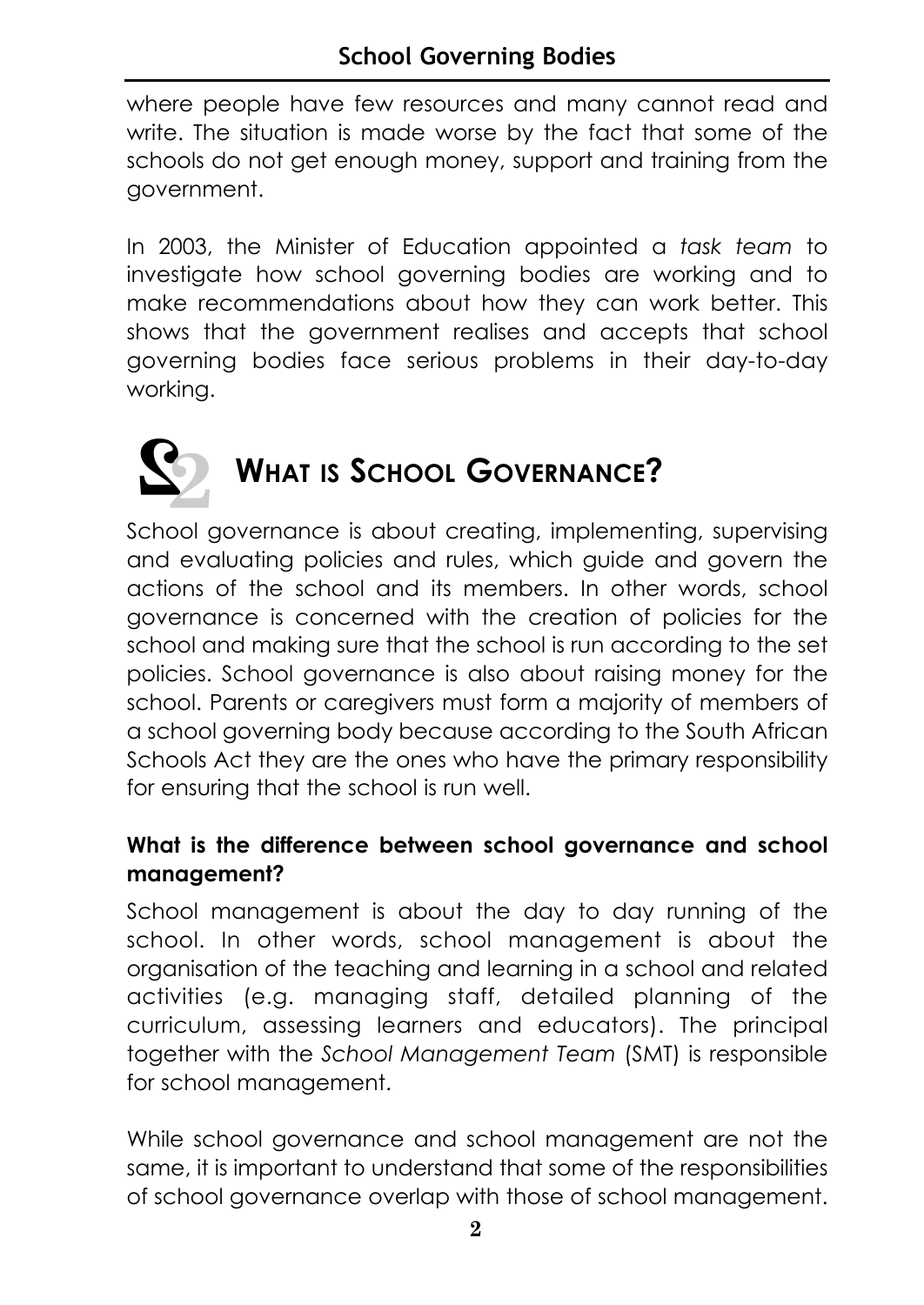where people have few resources and many cannot read and write. The situation is made worse by the fact that some of the schools do not get enough money, support and training from the government.

In 2003, the Minister of Education appointed a *task team* to investigate how school governing bodies are working and to make recommendations about how they can work better. This shows that the government realises and accepts that school governing bodies face serious problems in their day-to-day working.

## 2 WHAT IS SCHOOL GOVERNANCE?

School governance is about creating, implementing, supervising and evaluating policies and rules, which guide and govern the actions of the school and its members. In other words, school governance is concerned with the creation of policies for the school and making sure that the school is run according to the set policies. School governance is also about raising money for the school. Parents or caregivers must form a majority of members of a school governing body because according to the South African Schools Act they are the ones who have the primary responsibility for ensuring that the school is run well.

### What is the difference between school governance and school management?

School management is about the day to day running of the school. In other words, school management is about the organisation of the teaching and learning in a school and related activities (e.g. managing staff, detailed planning of the curriculum, assessing learners and educators). The principal together with the *School Management Team* (SMT) is responsible for school management.

While school governance and school management are not the same, it is important to understand that some of the responsibilities of school governance overlap with those of school management.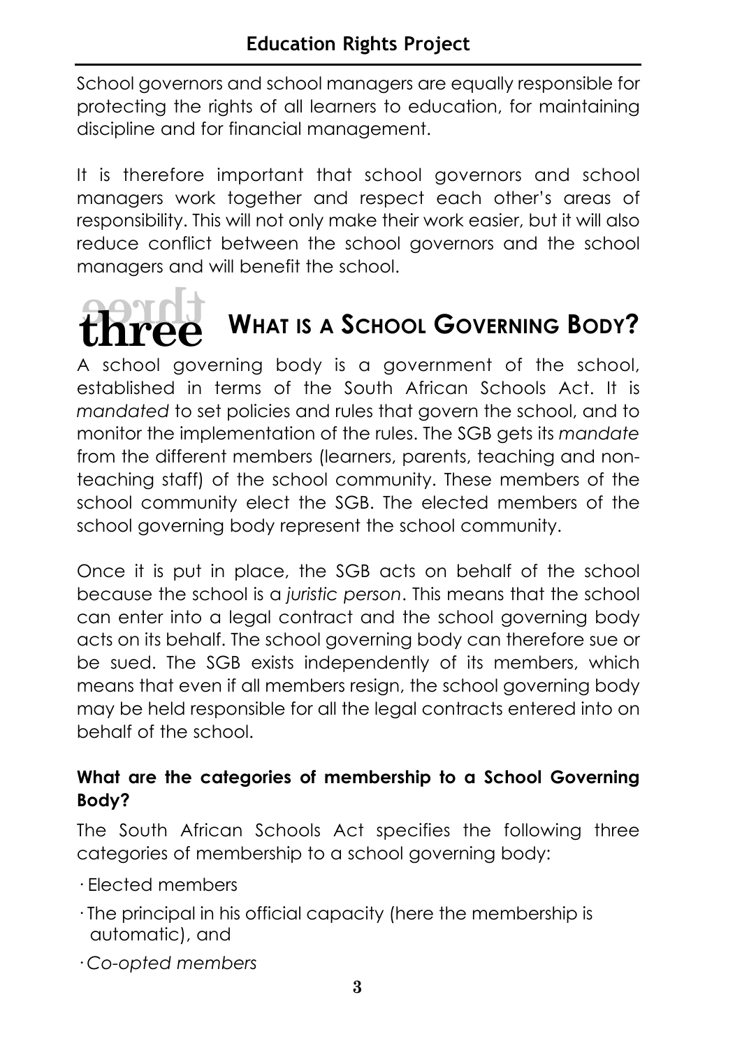School governors and school managers are equally responsible for protecting the rights of all learners to education, for maintaining discipline and for financial management.

It is therefore important that school governors and school managers work together and respect each other's areas of responsibility. This will not only make their work easier, but it will also reduce conflict between the school governors and the school managers and will benefit the school.

# three WHAT IS A SCHOOL GOVERNING BODY?

A school governing body is a government of the school, established in terms of the South African Schools Act. It is *mandated* to set policies and rules that govern the school, and to monitor the implementation of the rules. The SGB gets its *mandate* from the different members (learners, parents, teaching and non-teaching staff) of the school community. These members of the school community elect the SGB. The elected members of the school governing body represent the school community.

Once it is put in place, the SGB acts on behalf of the school because the school is a *juristic person*. This means that the school can enter into a legal contract and the school governing body acts on its behalf. The school governing body can therefore sue or be sued. The SGB exists independently of its members, which means that even if all members resign, the school governing body may be held responsible for all the legal contracts entered into on behalf of the school.

### What are the categories of membership to a School Governing Body?

The South African Schools Act specifies the following three categories of membership to a school governing body:

- Elected members
- The principal in his official capacity (here the membership is automatic), and
- *Co-opted members*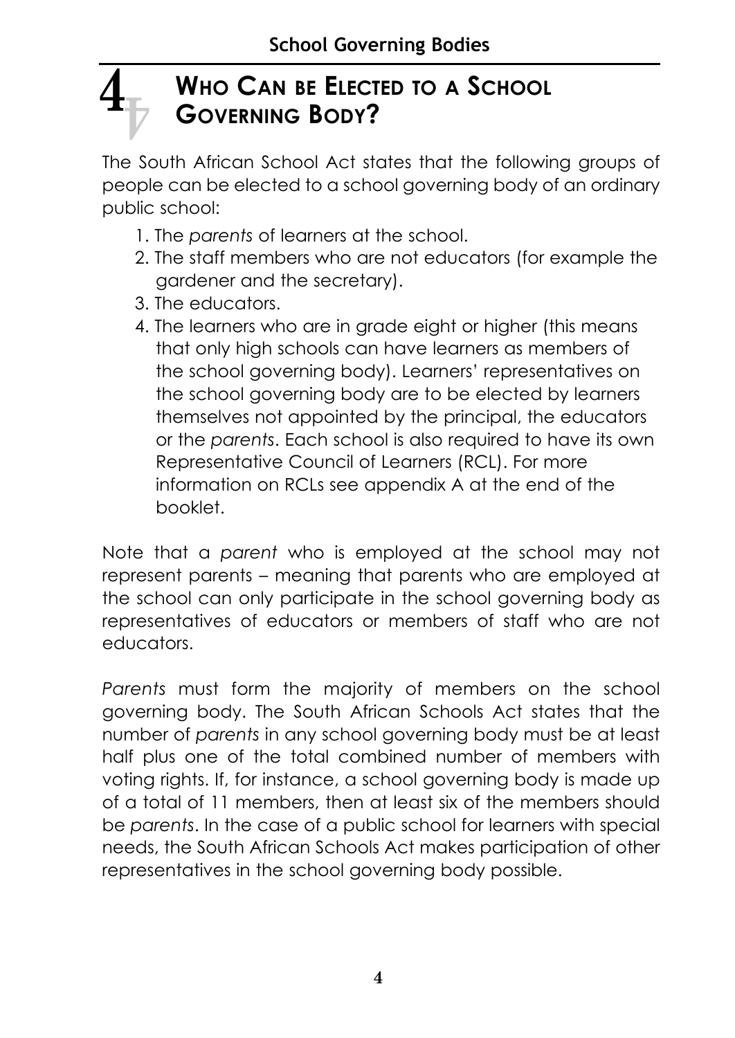## 4 Who Can be Elected to a School Governing Body?

The South African School Act states that the following groups of people can be elected to a school governing body of an ordinary public school:

1. The *parents* of learners at the school.
2. The staff members who are not educators (for example the gardener and the secretary).
3. The educators.
4. The learners who are in grade eight or higher (this means that only high schools can have learners as members of the school governing body). Learners' representatives on the school governing body are to be elected by learners themselves not appointed by the principal, the educators or the *parents*. Each school is also required to have its own Representative Council of Learners (RCL). For more information on RCLs see appendix A at the end of the booklet.

Note that a *parent* who is employed at the school may not represent parents – meaning that parents who are employed at the school can only participate in the school governing body as representatives of educators or members of staff who are not educators.

*Parents* must form the majority of members on the school governing body. The South African Schools Act states that the number of *parents* in any school governing body must be at least half plus one of the total combined number of members with voting rights. If, for instance, a school governing body is made up of a total of 11 members, then at least six of the members should be *parents*. In the case of a public school for learners with special needs, the South African Schools Act makes participation of other representatives in the school governing body possible.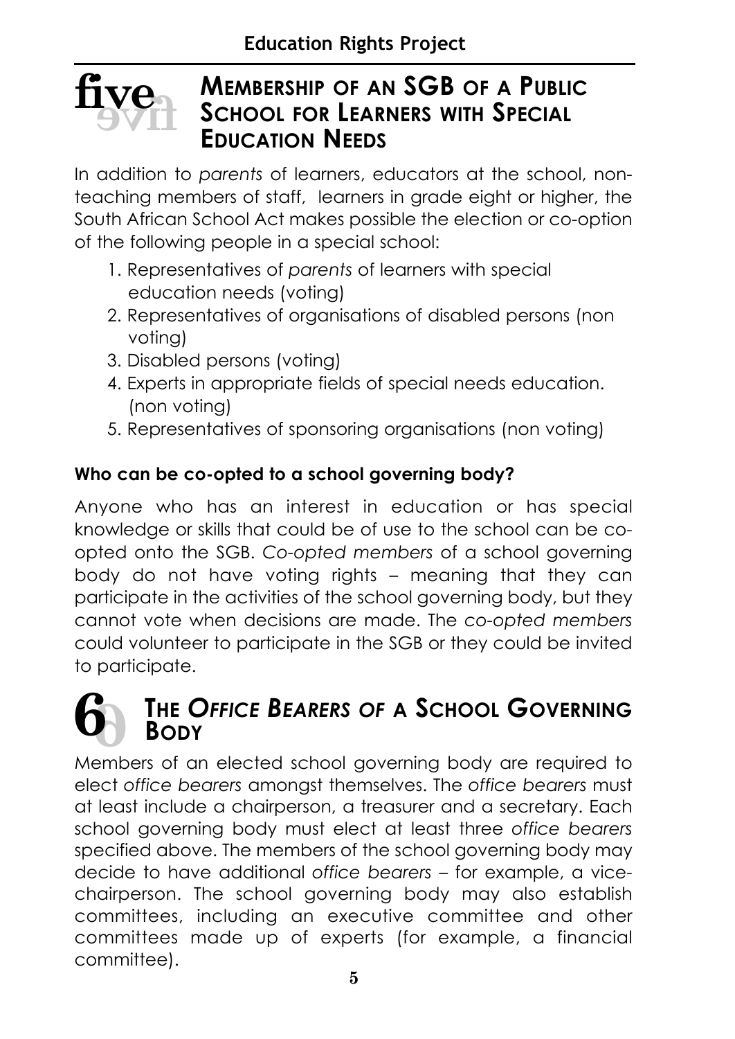## five MEMBERSHIP OF AN SGB OF A PUBLIC SCHOOL FOR LEARNERS WITH SPECIAL EDUCATION NEEDS

In addition to *parents* of learners, educators at the school, non-teaching members of staff, learners in grade eight or higher, the South African School Act makes possible the election or co-option of the following people in a special school:

1. Representatives of *parents* of learners with special education needs (voting)
2. Representatives of organisations of disabled persons (non voting)
3. Disabled persons (voting)
4. Experts in appropriate fields of special needs education. (non voting)
5. Representatives of sponsoring organisations (non voting)

**Who can be co-opted to a school governing body?**

Anyone who has an interest in education or has special knowledge or skills that could be of use to the school can be co-opted onto the SGB. *Co-opted members* of a school governing body do not have voting rights – meaning that they can participate in the activities of the school governing body, but they cannot vote when decisions are made. The *co-opted members* could volunteer to participate in the SGB or they could be invited to participate.

## 6 THE *OFFICE BEARERS OF* A SCHOOL GOVERNING BODY

Members of an elected school governing body are required to elect *office bearers* amongst themselves. The *office bearers* must at least include a chairperson, a treasurer and a secretary. Each school governing body must elect at least three *office bearers* specified above. The members of the school governing body may decide to have additional *office bearers* – for example, a vice-chairperson. The school governing body may also establish committees, including an executive committee and other committees made up of experts (for example, a financial committee).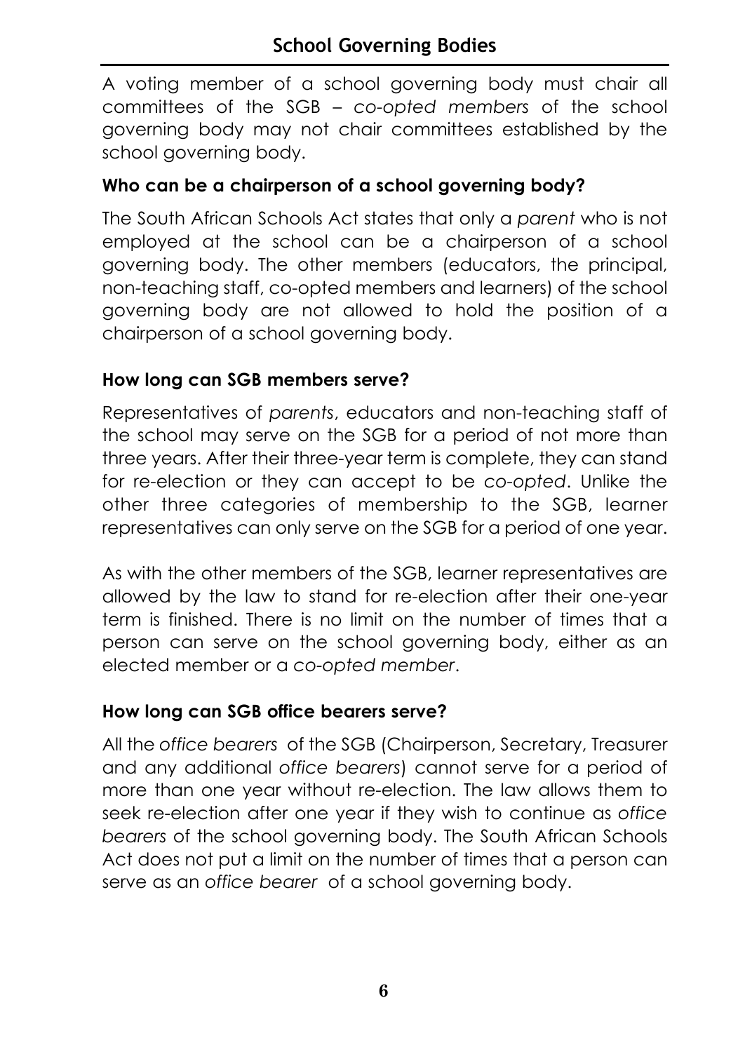A voting member of a school governing body must chair all committees of the SGB – *co-opted members* of the school governing body may not chair committees established by the school governing body.

### Who can be a chairperson of a school governing body?

The South African Schools Act states that only a *parent* who is not employed at the school can be a chairperson of a school governing body. The other members (educators, the principal, non-teaching staff, co-opted members and learners) of the school governing body are not allowed to hold the position of a chairperson of a school governing body.

### How long can SGB members serve?

Representatives of *parents*, educators and non-teaching staff of the school may serve on the SGB for a period of not more than three years. After their three-year term is complete, they can stand for re-election or they can accept to be *co-opted*. Unlike the other three categories of membership to the SGB, learner representatives can only serve on the SGB for a period of one year.

As with the other members of the SGB, learner representatives are allowed by the law to stand for re-election after their one-year term is finished. There is no limit on the number of times that a person can serve on the school governing body, either as an elected member or a *co-opted member*.

### How long can SGB office bearers serve?

All the *office bearers* of the SGB (Chairperson, Secretary, Treasurer and any additional *office bearers*) cannot serve for a period of more than one year without re-election. The law allows them to seek re-election after one year if they wish to continue as *office bearers* of the school governing body. The South African Schools Act does not put a limit on the number of times that a person can serve as an *office bearer* of a school governing body.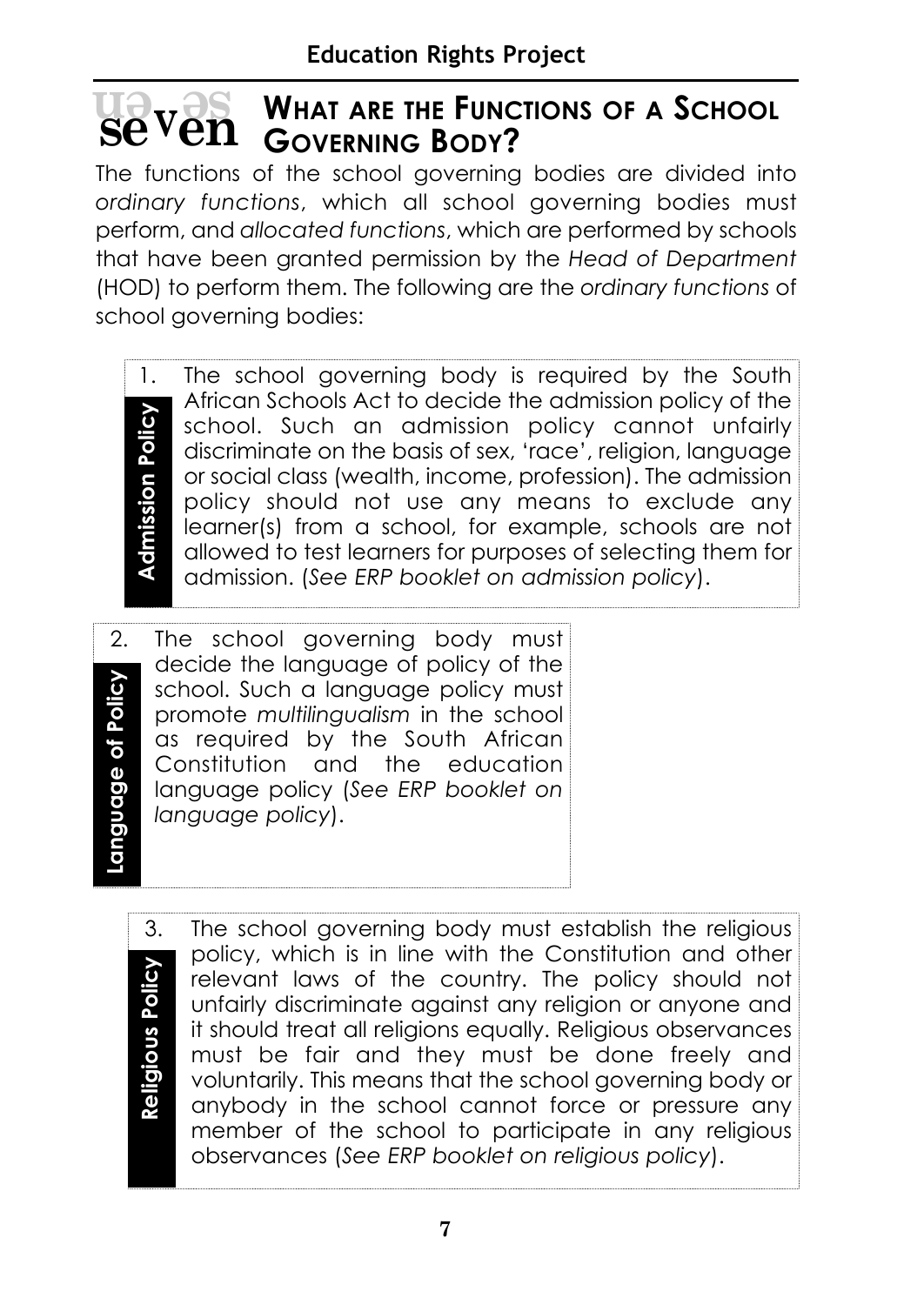# seven WHAT ARE THE FUNCTIONS OF A SCHOOL GOVERNING BODY?

The functions of the school governing bodies are divided into *ordinary functions*, which all school governing bodies must perform, and *allocated functions*, which are performed by schools that have been granted permission by the *Head of Department* (HOD) to perform them. The following are the *ordinary functions* of school governing bodies:

**Admission Policy**

1. The school governing body is required by the South African Schools Act to decide the admission policy of the school. Such an admission policy cannot unfairly discriminate on the basis of sex, 'race', religion, language or social class (wealth, income, profession). The admission policy should not use any means to exclude any learner(s) from a school, for example, schools are not allowed to test learners for purposes of selecting them for admission. (*See ERP booklet on admission policy*).

**Language of Policy**

2. The school governing body must decide the language of policy of the school. Such a language policy must promote *multilingualism* in the school as required by the South African Constitution and the education language policy (*See ERP booklet on language policy*).

**Religious Policy**

3. The school governing body must establish the religious policy, which is in line with the Constitution and other relevant laws of the country. The policy should not unfairly discriminate against any religion or anyone and it should treat all religions equally. Religious observances must be fair and they must be done freely and voluntarily. This means that the school governing body or anybody in the school cannot force or pressure any member of the school to participate in any religious observances (*See ERP booklet on religious policy*).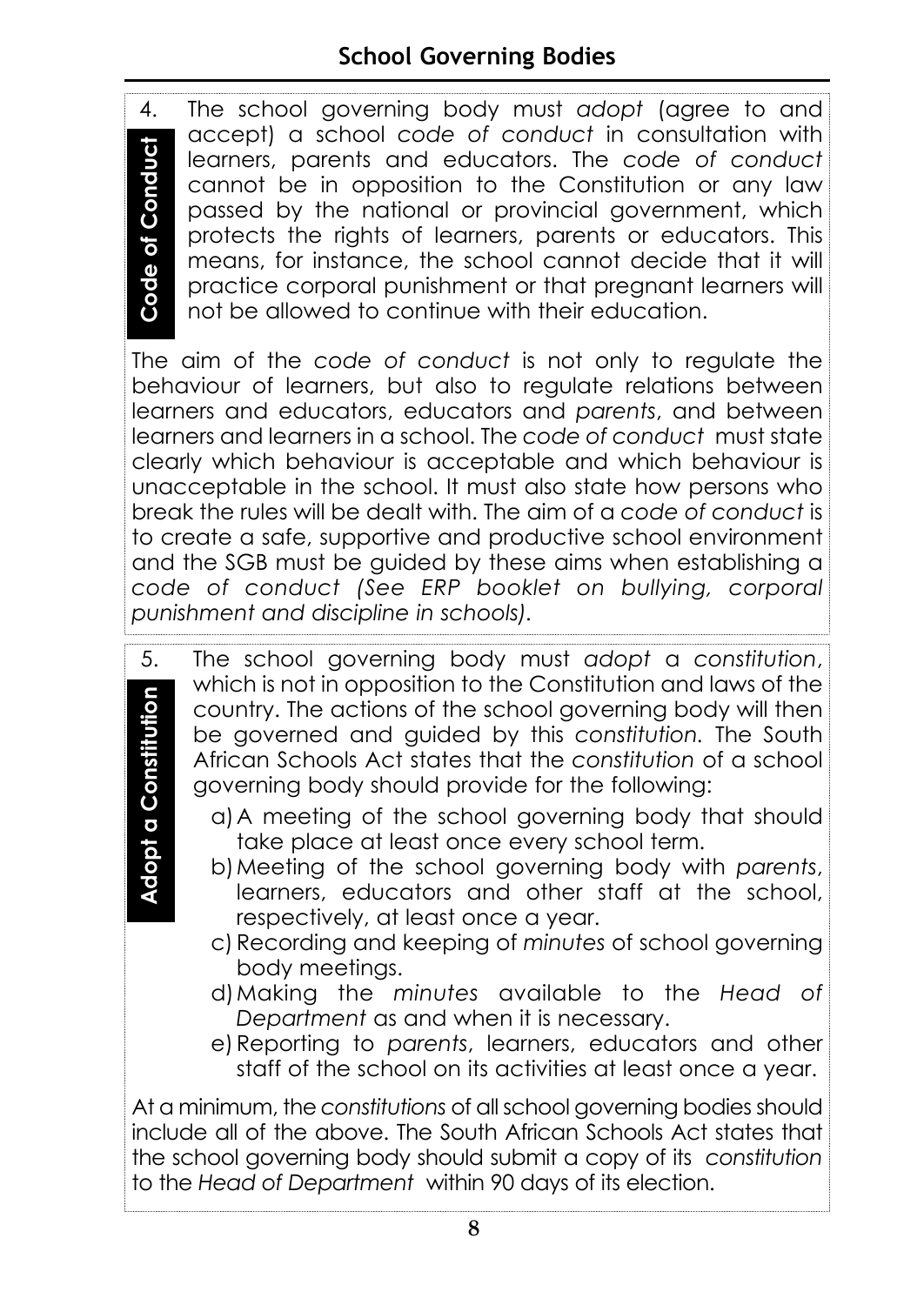4. **Code of Conduct**

The school governing body must *adopt* (agree to and accept) a school *code of conduct* in consultation with learners, parents and educators. The *code of conduct* cannot be in opposition to the Constitution or any law passed by the national or provincial government, which protects the rights of learners, parents or educators. This means, for instance, the school cannot decide that it will practice corporal punishment or that pregnant learners will not be allowed to continue with their education.

The aim of the *code of conduct* is not only to regulate the behaviour of learners, but also to regulate relations between learners and educators, educators and *parents*, and between learners and learners in a school. The *code of conduct* must state clearly which behaviour is acceptable and which behaviour is unacceptable in the school. It must also state how persons who break the rules will be dealt with. The aim of a *code of conduct* is to create a safe, supportive and productive school environment and the SGB must be guided by these aims when establishing a *code of conduct (See ERP booklet on bullying, corporal punishment and discipline in schools)*.

5. **Adopt a Constitution**

The school governing body must *adopt* a *constitution*, which is not in opposition to the Constitution and laws of the country. The actions of the school governing body will then be governed and guided by this *constitution*. The South African Schools Act states that the *constitution* of a school governing body should provide for the following:

a) A meeting of the school governing body that should take place at least once every school term.
b) Meeting of the school governing body with *parents*, learners, educators and other staff at the school, respectively, at least once a year.
c) Recording and keeping of *minutes* of school governing body meetings.
d) Making the *minutes* available to the *Head of Department* as and when it is necessary.
e) Reporting to *parents*, learners, educators and other staff of the school on its activities at least once a year.

At a minimum, the *constitutions* of all school governing bodies should include all of the above. The South African Schools Act states that the school governing body should submit a copy of its *constitution* to the *Head of Department* within 90 days of its election.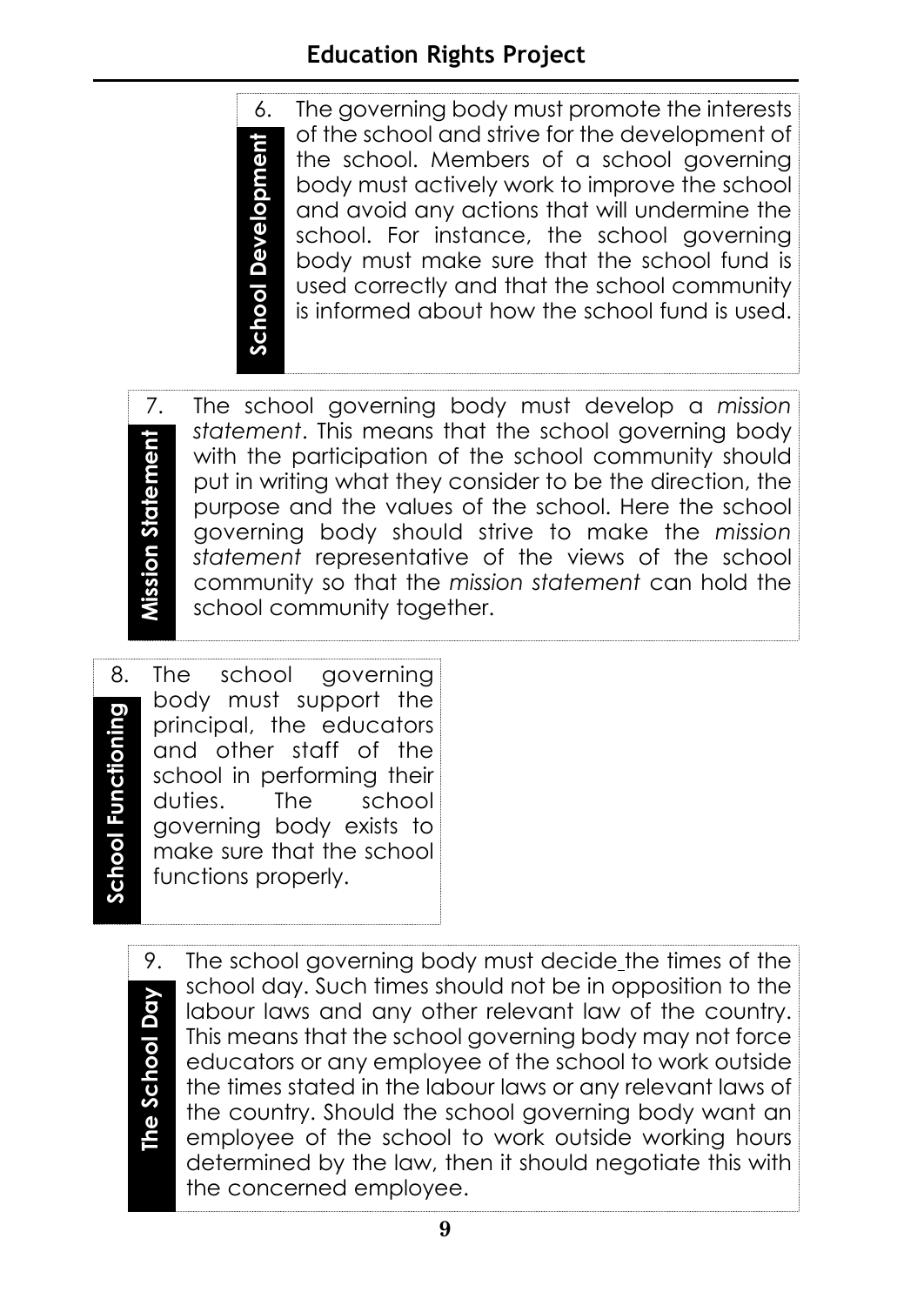**School Development**

6. The governing body must promote the interests of the school and strive for the development of the school. Members of a school governing body must actively work to improve the school and avoid any actions that will undermine the school. For instance, the school governing body must make sure that the school fund is used correctly and that the school community is informed about how the school fund is used.

**Mission Statement**

7. The school governing body must develop a *mission statement*. This means that the school governing body with the participation of the school community should put in writing what they consider to be the direction, the purpose and the values of the school. Here the school governing body should strive to make the *mission statement* representative of the views of the school community so that the *mission statement* can hold the school community together.

**School Functioning**

8. The school governing body must support the principal, the educators and other staff of the school in performing their duties. The school governing body exists to make sure that the school functions properly.

**The School Day**

9. The school governing body must decide the times of the school day. Such times should not be in opposition to the labour laws and any other relevant law of the country. This means that the school governing body may not force educators or any employee of the school to work outside the times stated in the labour laws or any relevant laws of the country. Should the school governing body want an employee of the school to work outside working hours determined by the law, then it should negotiate this with the concerned employee.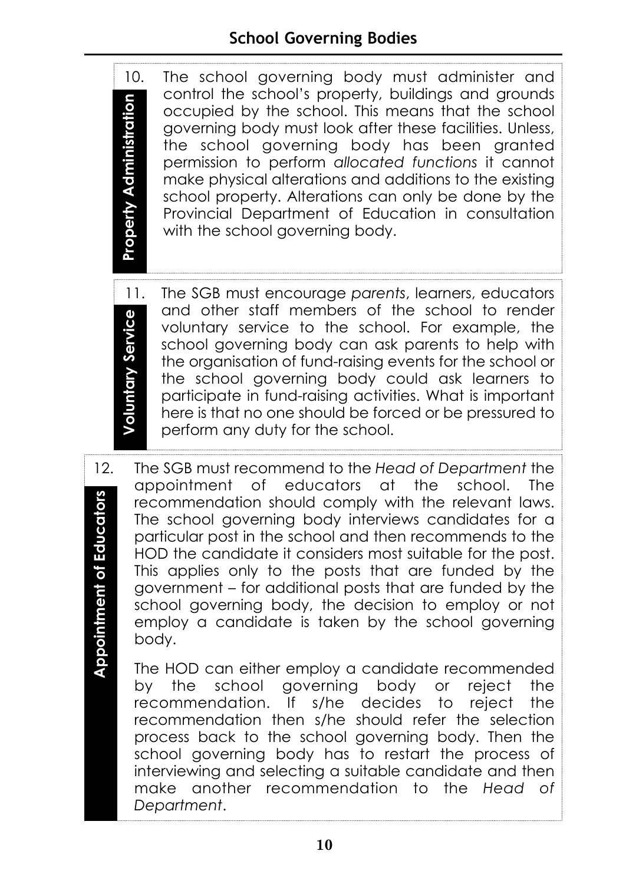**Property Administration**

10. The school governing body must administer and control the school's property, buildings and grounds occupied by the school. This means that the school governing body must look after these facilities. Unless, the school governing body has been granted permission to perform *allocated functions* it cannot make physical alterations and additions to the existing school property. Alterations can only be done by the Provincial Department of Education in consultation with the school governing body.

**Voluntary Service**

11. The SGB must encourage *parents*, learners, educators and other staff members of the school to render voluntary service to the school. For example, the school governing body can ask parents to help with the organisation of fund-raising events for the school or the school governing body could ask learners to participate in fund-raising activities. What is important here is that no one should be forced or be pressured to perform any duty for the school.

**Appointment of Educators**

12. The SGB must recommend to the *Head of Department* the appointment of educators at the school. The recommendation should comply with the relevant laws. The school governing body interviews candidates for a particular post in the school and then recommends to the HOD the candidate it considers most suitable for the post. This applies only to the posts that are funded by the government – for additional posts that are funded by the school governing body, the decision to employ or not employ a candidate is taken by the school governing body.

    The HOD can either employ a candidate recommended by the school governing body or reject the recommendation. If s/he decides to reject the recommendation then s/he should refer the selection process back to the school governing body. Then the school governing body has to restart the process of interviewing and selecting a suitable candidate and then make another recommendation to the *Head of Department*.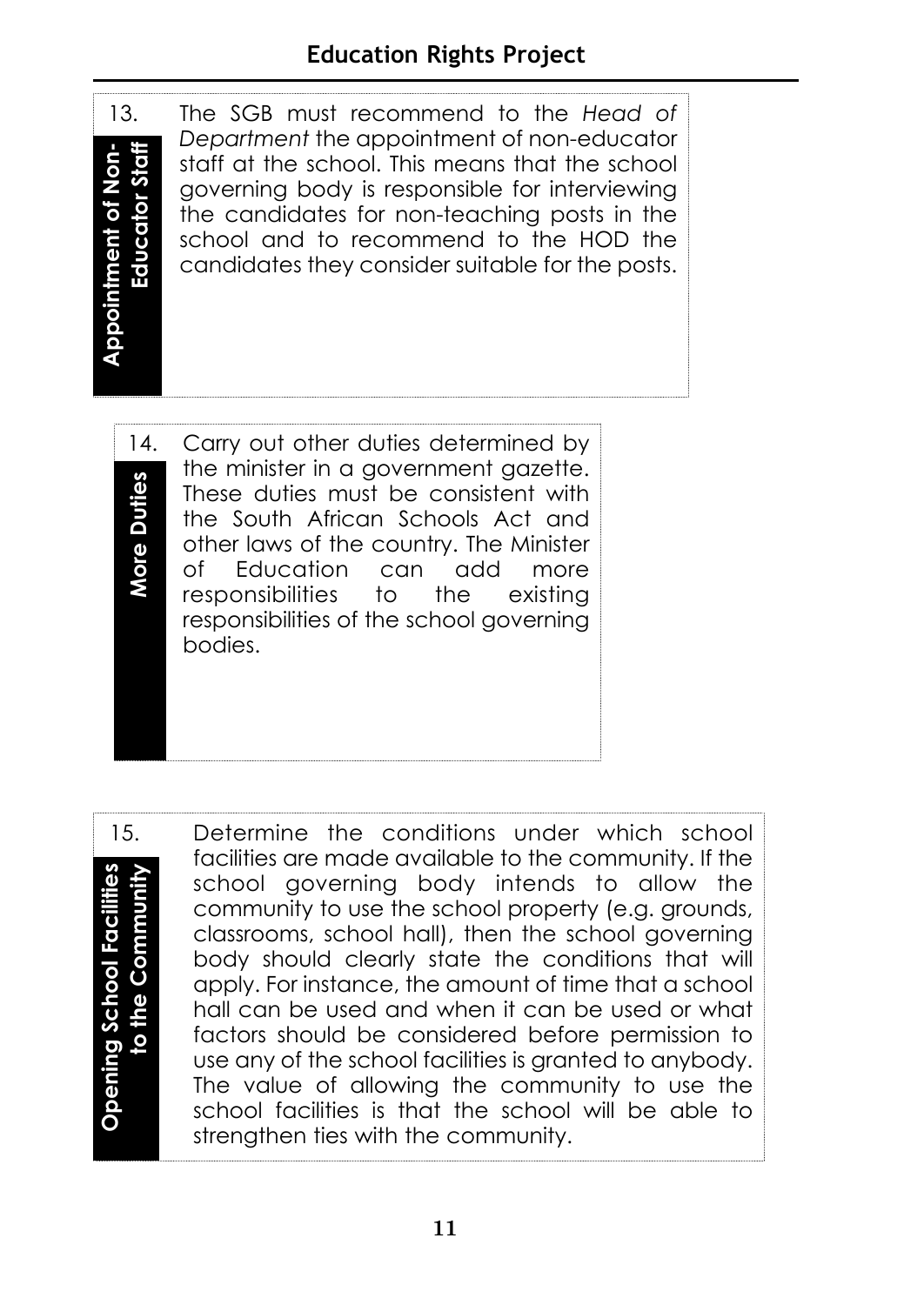13. **Appointment of Non-Educator Staff**

The SGB must recommend to the *Head of Department* the appointment of non-educator staff at the school. This means that the school governing body is responsible for interviewing the candidates for non-teaching posts in the school and to recommend to the HOD the candidates they consider suitable for the posts.

14. **More Duties**

Carry out other duties determined by the minister in a government gazette. These duties must be consistent with the South African Schools Act and other laws of the country. The Minister of Education can add more responsibilities to the existing responsibilities of the school governing bodies.

15. **Opening School Facilities to the Community**

Determine the conditions under which school facilities are made available to the community. If the school governing body intends to allow the community to use the school property (e.g. grounds, classrooms, school hall), then the school governing body should clearly state the conditions that will apply. For instance, the amount of time that a school hall can be used and when it can be used or what factors should be considered before permission to use any of the school facilities is granted to anybody. The value of allowing the community to use the school facilities is that the school will be able to strengthen ties with the community.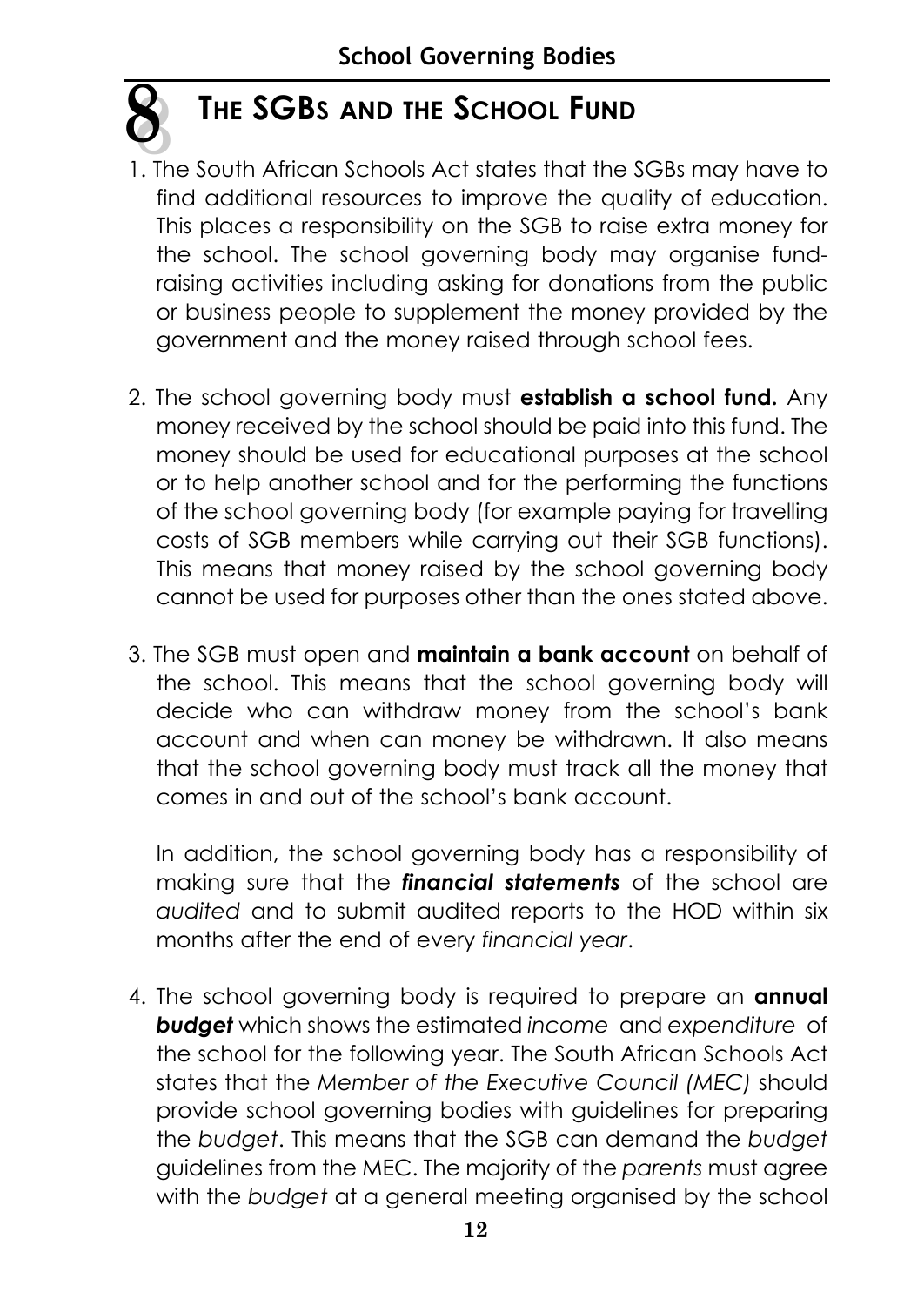# 8 THE SGBS AND THE SCHOOL FUND

1. The South African Schools Act states that the SGBs may have to find additional resources to improve the quality of education. This places a responsibility on the SGB to raise extra money for the school. The school governing body may organise fund-raising activities including asking for donations from the public or business people to supplement the money provided by the government and the money raised through school fees.

2. The school governing body must **establish a school fund.** Any money received by the school should be paid into this fund. The money should be used for educational purposes at the school or to help another school and for the performing the functions of the school governing body (for example paying for travelling costs of SGB members while carrying out their SGB functions). This means that money raised by the school governing body cannot be used for purposes other than the ones stated above.

3. The SGB must open and **maintain a bank account** on behalf of the school. This means that the school governing body will decide who can withdraw money from the school's bank account and when can money be withdrawn. It also means that the school governing body must track all the money that comes in and out of the school's bank account.

   In addition, the school governing body has a responsibility of making sure that the ***financial statements*** of the school are *audited* and to submit audited reports to the HOD within six months after the end of every *financial year*.

4. The school governing body is required to prepare an **annual *budget*** which shows the estimated *income* and *expenditure* of the school for the following year. The South African Schools Act states that the *Member of the Executive Council (MEC)* should provide school governing bodies with guidelines for preparing the *budget*. This means that the SGB can demand the *budget* guidelines from the MEC. The majority of the *parents* must agree with the *budget* at a general meeting organised by the school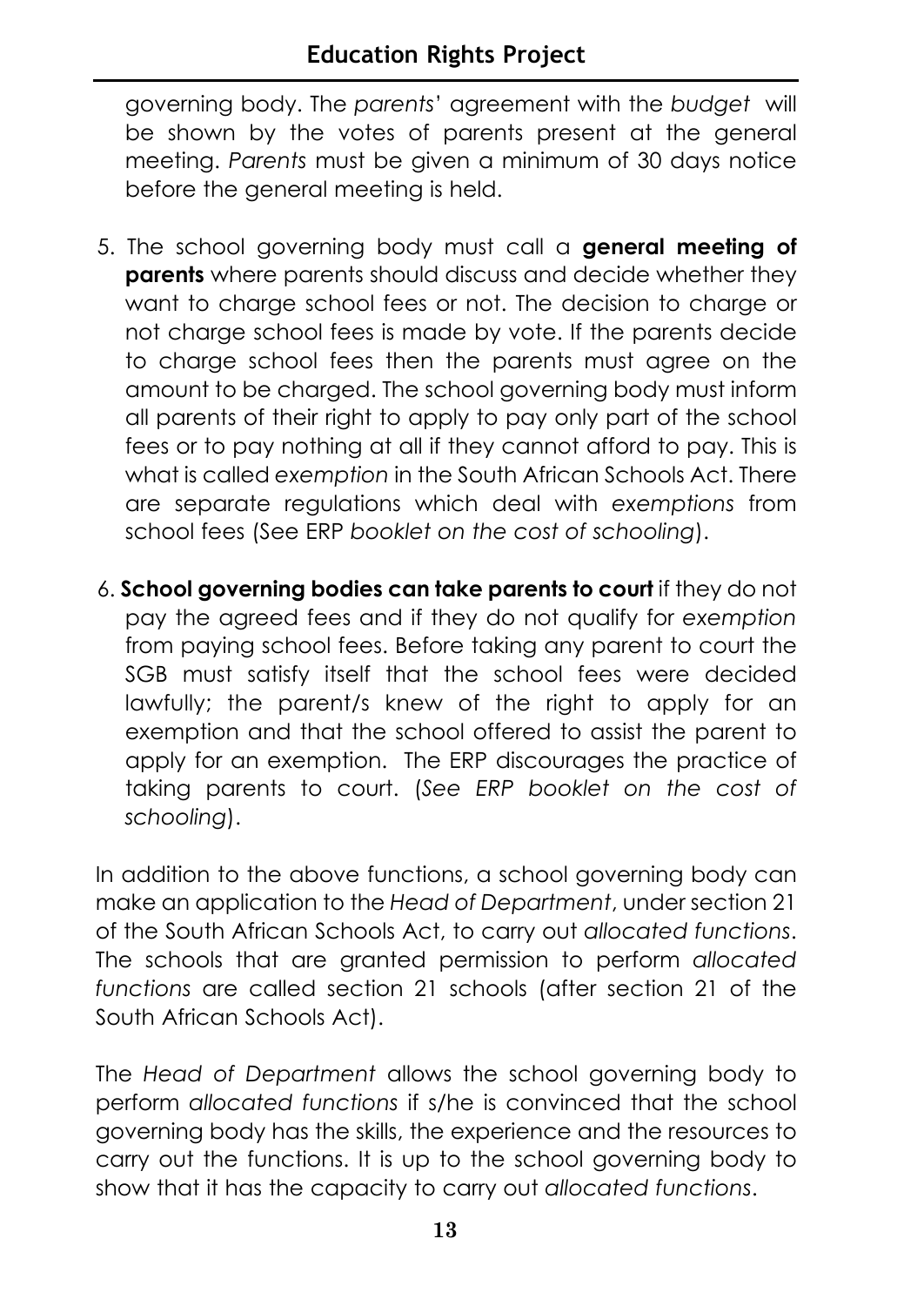governing body. The *parents*' agreement with the *budget* will be shown by the votes of parents present at the general meeting. *Parents* must be given a minimum of 30 days notice before the general meeting is held.

5. The school governing body must call a **general meeting of parents** where parents should discuss and decide whether they want to charge school fees or not. The decision to charge or not charge school fees is made by vote. If the parents decide to charge school fees then the parents must agree on the amount to be charged. The school governing body must inform all parents of their right to apply to pay only part of the school fees or to pay nothing at all if they cannot afford to pay. This is what is called *exemption* in the South African Schools Act. There are separate regulations which deal with *exemptions* from school fees (See ERP *booklet on the cost of schooling*).

6. **School governing bodies can take parents to court** if they do not pay the agreed fees and if they do not qualify for *exemption* from paying school fees. Before taking any parent to court the SGB must satisfy itself that the school fees were decided lawfully; the parent/s knew of the right to apply for an exemption and that the school offered to assist the parent to apply for an exemption. The ERP discourages the practice of taking parents to court. (*See ERP booklet on the cost of schooling*).

In addition to the above functions, a school governing body can make an application to the *Head of Department*, under section 21 of the South African Schools Act, to carry out *allocated functions*. The schools that are granted permission to perform *allocated functions* are called section 21 schools (after section 21 of the South African Schools Act).

The *Head of Department* allows the school governing body to perform *allocated functions* if s/he is convinced that the school governing body has the skills, the experience and the resources to carry out the functions. It is up to the school governing body to show that it has the capacity to carry out *allocated functions*.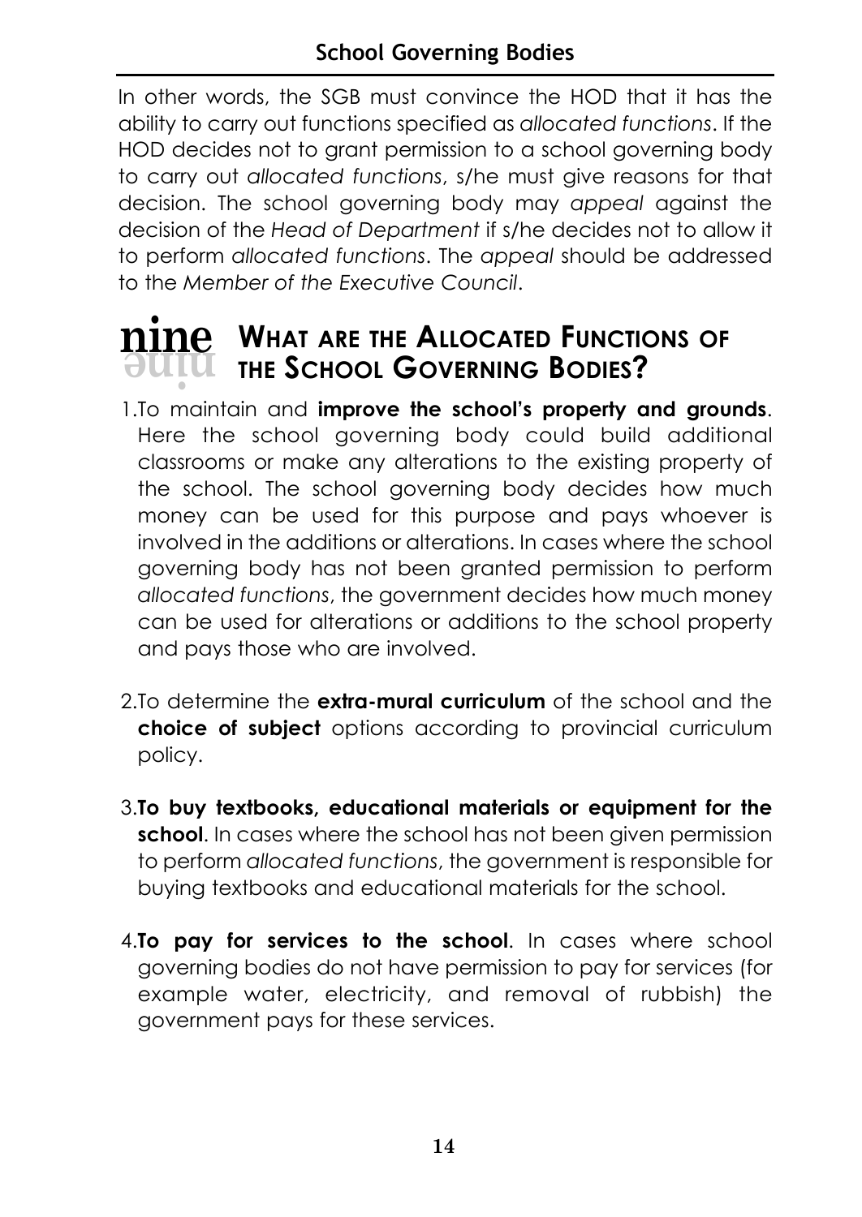In other words, the SGB must convince the HOD that it has the ability to carry out functions specified as *allocated functions*. If the HOD decides not to grant permission to a school governing body to carry out *allocated functions*, s/he must give reasons for that decision. The school governing body may *appeal* against the decision of the *Head of Department* if s/he decides not to allow it to perform *allocated functions*. The *appeal* should be addressed to the *Member of the Executive Council*.

## nine WHAT ARE THE ALLOCATED FUNCTIONS OF THE SCHOOL GOVERNING BODIES?

1. To maintain and **improve the school's property and grounds**. Here the school governing body could build additional classrooms or make any alterations to the existing property of the school. The school governing body decides how much money can be used for this purpose and pays whoever is involved in the additions or alterations. In cases where the school governing body has not been granted permission to perform *allocated functions*, the government decides how much money can be used for alterations or additions to the school property and pays those who are involved.

2. To determine the **extra-mural curriculum** of the school and the **choice of subject** options according to provincial curriculum policy.

3. **To buy textbooks, educational materials or equipment for the school**. In cases where the school has not been given permission to perform *allocated functions*, the government is responsible for buying textbooks and educational materials for the school.

4. **To pay for services to the school**. In cases where school governing bodies do not have permission to pay for services (for example water, electricity, and removal of rubbish) the government pays for these services.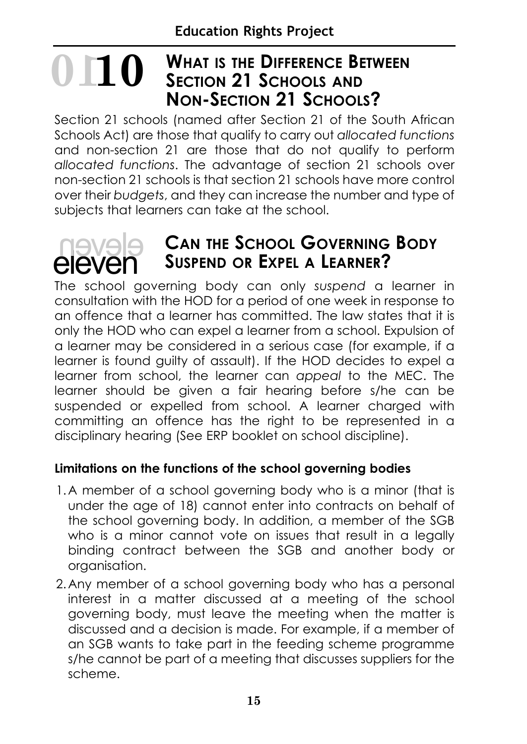## 10 What is the Difference Between Section 21 Schools and Non-Section 21 Schools?

Section 21 schools (named after Section 21 of the South African Schools Act) are those that qualify to carry out *allocated functions* and non-section 21 are those that do not qualify to perform *allocated functions*. The advantage of section 21 schools over non-section 21 schools is that section 21 schools have more control over their *budgets*, and they can increase the number and type of subjects that learners can take at the school.

## eleven Can the School Governing Body Suspend or Expel a Learner?

The school governing body can only *suspend* a learner in consultation with the HOD for a period of one week in response to an offence that a learner has committed. The law states that it is only the HOD who can expel a learner from a school. Expulsion of a learner may be considered in a serious case (for example, if a learner is found guilty of assault). If the HOD decides to expel a learner from school, the learner can *appeal* to the MEC. The learner should be given a fair hearing before s/he can be suspended or expelled from school. A learner charged with committing an offence has the right to be represented in a disciplinary hearing (See ERP booklet on school discipline).

**Limitations on the functions of the school governing bodies**

1. A member of a school governing body who is a minor (that is under the age of 18) cannot enter into contracts on behalf of the school governing body. In addition, a member of the SGB who is a minor cannot vote on issues that result in a legally binding contract between the SGB and another body or organisation.
2. Any member of a school governing body who has a personal interest in a matter discussed at a meeting of the school governing body, must leave the meeting when the matter is discussed and a decision is made. For example, if a member of an SGB wants to take part in the feeding scheme programme s/he cannot be part of a meeting that discusses suppliers for the scheme.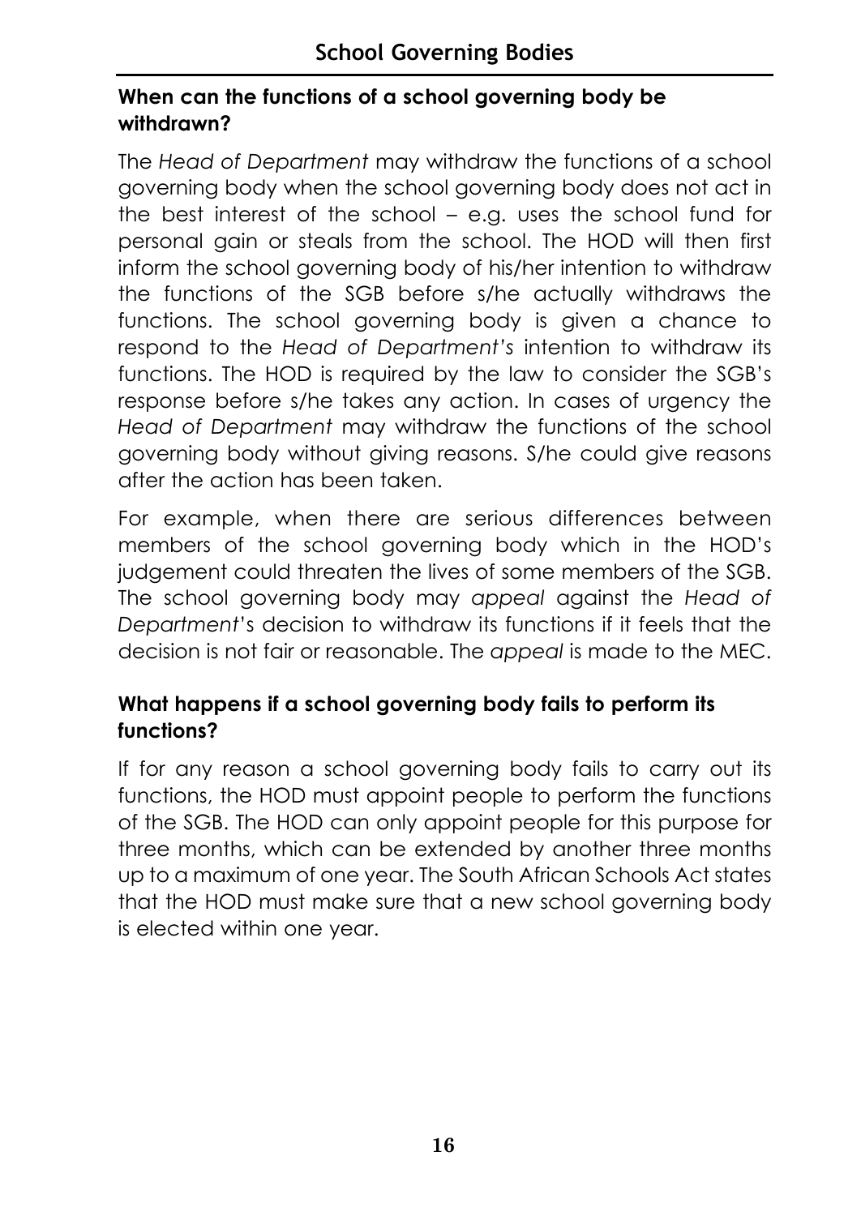## When can the functions of a school governing body be withdrawn?

The *Head of Department* may withdraw the functions of a school governing body when the school governing body does not act in the best interest of the school – e.g. uses the school fund for personal gain or steals from the school. The HOD will then first inform the school governing body of his/her intention to withdraw the functions of the SGB before s/he actually withdraws the functions. The school governing body is given a chance to respond to the *Head of Department's* intention to withdraw its functions. The HOD is required by the law to consider the SGB's response before s/he takes any action. In cases of urgency the *Head of Department* may withdraw the functions of the school governing body without giving reasons. S/he could give reasons after the action has been taken.

For example, when there are serious differences between members of the school governing body which in the HOD's judgement could threaten the lives of some members of the SGB. The school governing body may *appeal* against the *Head of Department*'s decision to withdraw its functions if it feels that the decision is not fair or reasonable. The *appeal* is made to the MEC.

## What happens if a school governing body fails to perform its functions?

If for any reason a school governing body fails to carry out its functions, the HOD must appoint people to perform the functions of the SGB. The HOD can only appoint people for this purpose for three months, which can be extended by another three months up to a maximum of one year. The South African Schools Act states that the HOD must make sure that a new school governing body is elected within one year.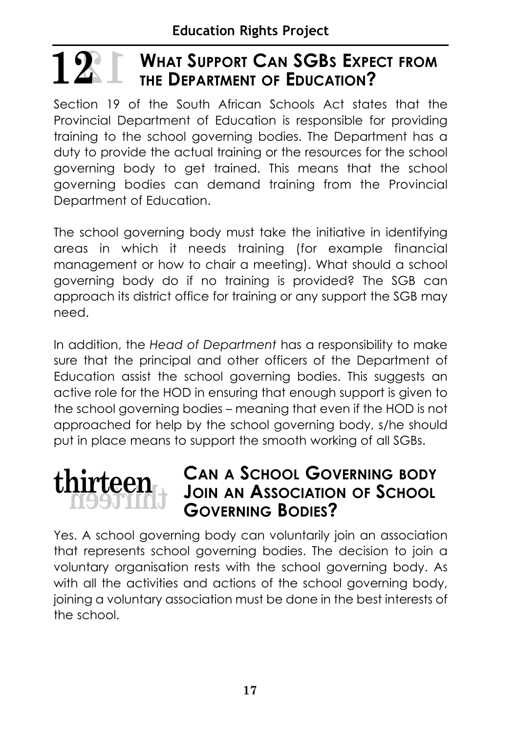## 12 What Support Can SGBs Expect from the Department of Education?

Section 19 of the South African Schools Act states that the Provincial Department of Education is responsible for providing training to the school governing bodies. The Department has a duty to provide the actual training or the resources for the school governing body to get trained. This means that the school governing bodies can demand training from the Provincial Department of Education.

The school governing body must take the initiative in identifying areas in which it needs training (for example financial management or how to chair a meeting). What should a school governing body do if no training is provided? The SGB can approach its district office for training or any support the SGB may need.

In addition, the *Head of Department* has a responsibility to make sure that the principal and other officers of the Department of Education assist the school governing bodies. This suggests an active role for the HOD in ensuring that enough support is given to the school governing bodies – meaning that even if the HOD is not approached for help by the school governing body, s/he should put in place means to support the smooth working of all SGBs.

## thirteen Can a School Governing body Join an Association of School Governing Bodies?

Yes. A school governing body can voluntarily join an association that represents school governing bodies. The decision to join a voluntary organisation rests with the school governing body. As with all the activities and actions of the school governing body, joining a voluntary association must be done in the best interests of the school.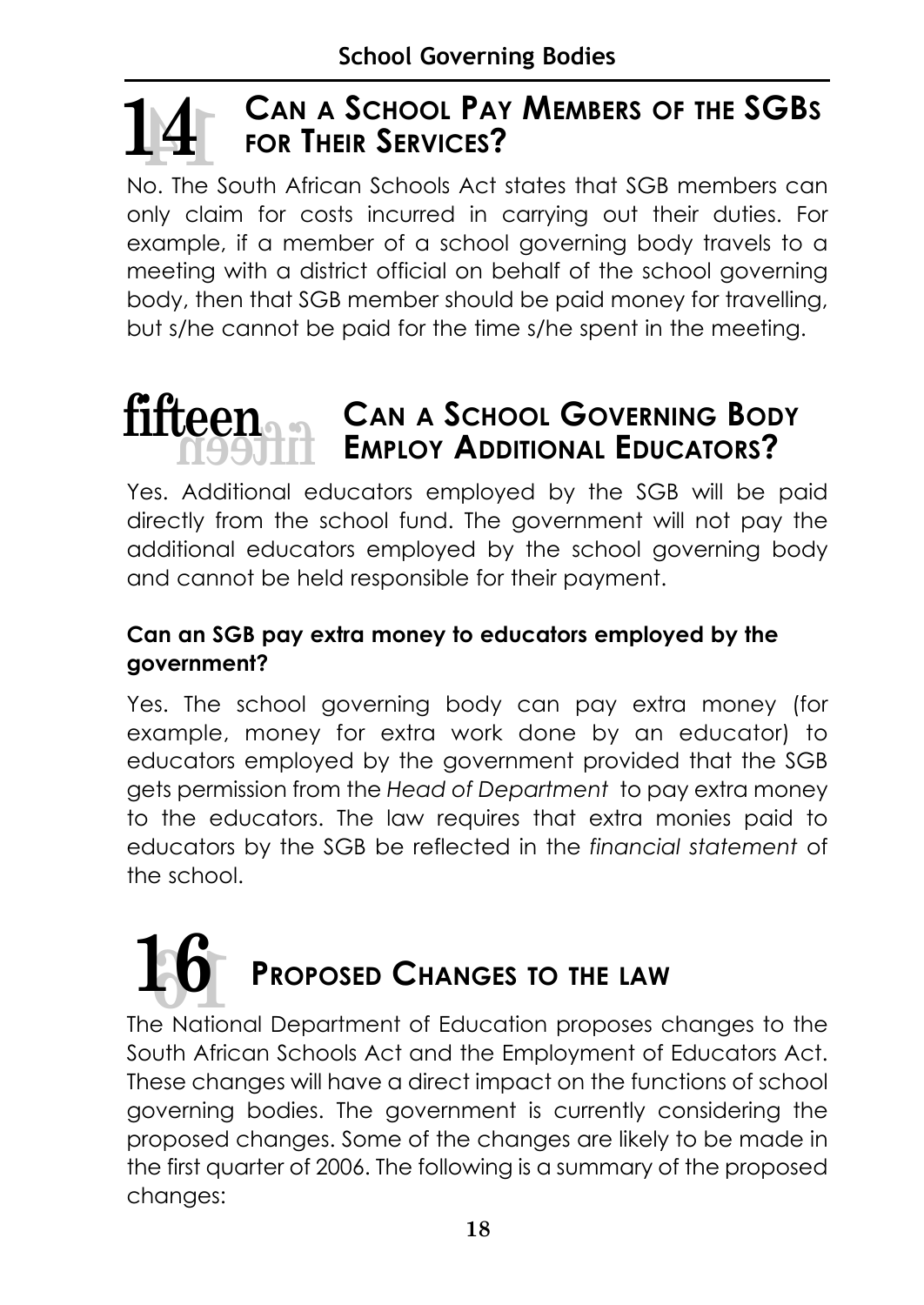## 14 Can a School Pay Members of the SGBs for Their Services?

No. The South African Schools Act states that SGB members can only claim for costs incurred in carrying out their duties. For example, if a member of a school governing body travels to a meeting with a district official on behalf of the school governing body, then that SGB member should be paid money for travelling, but s/he cannot be paid for the time s/he spent in the meeting.

## fifteen Can a School Governing Body Employ Additional Educators?

Yes. Additional educators employed by the SGB will be paid directly from the school fund. The government will not pay the additional educators employed by the school governing body and cannot be held responsible for their payment.

**Can an SGB pay extra money to educators employed by the government?**

Yes. The school governing body can pay extra money (for example, money for extra work done by an educator) to educators employed by the government provided that the SGB gets permission from the *Head of Department* to pay extra money to the educators. The law requires that extra monies paid to educators by the SGB be reflected in the *financial statement* of the school.

## 16 Proposed Changes to the law

The National Department of Education proposes changes to the South African Schools Act and the Employment of Educators Act. These changes will have a direct impact on the functions of school governing bodies. The government is currently considering the proposed changes. Some of the changes are likely to be made in the first quarter of 2006. The following is a summary of the proposed changes: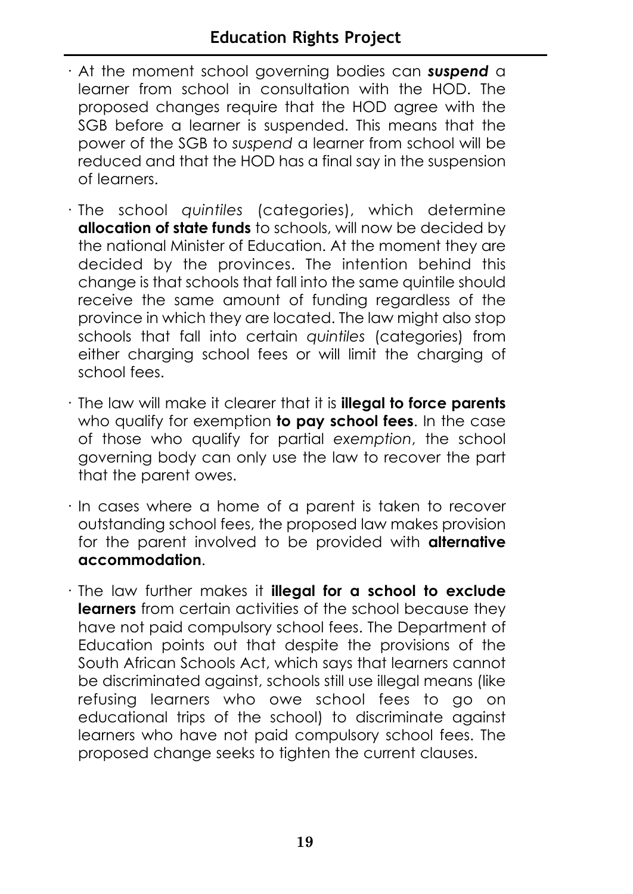- At the moment school governing bodies can ***suspend*** a learner from school in consultation with the HOD. The proposed changes require that the HOD agree with the SGB before a learner is suspended. This means that the power of the SGB to *suspend* a learner from school will be reduced and that the HOD has a final say in the suspension of learners.

- The school *quintiles* (categories), which determine **allocation of state funds** to schools, will now be decided by the national Minister of Education. At the moment they are decided by the provinces. The intention behind this change is that schools that fall into the same quintile should receive the same amount of funding regardless of the province in which they are located. The law might also stop schools that fall into certain *quintiles* (categories) from either charging school fees or will limit the charging of school fees.

- The law will make it clearer that it is **illegal to force parents** who qualify for exemption **to pay school fees**. In the case of those who qualify for partial *exemption*, the school governing body can only use the law to recover the part that the parent owes.

- In cases where a home of a parent is taken to recover outstanding school fees, the proposed law makes provision for the parent involved to be provided with **alternative accommodation**.

- The law further makes it **illegal for a school to exclude learners** from certain activities of the school because they have not paid compulsory school fees. The Department of Education points out that despite the provisions of the South African Schools Act, which says that learners cannot be discriminated against, schools still use illegal means (like refusing learners who owe school fees to go on educational trips of the school) to discriminate against learners who have not paid compulsory school fees. The proposed change seeks to tighten the current clauses.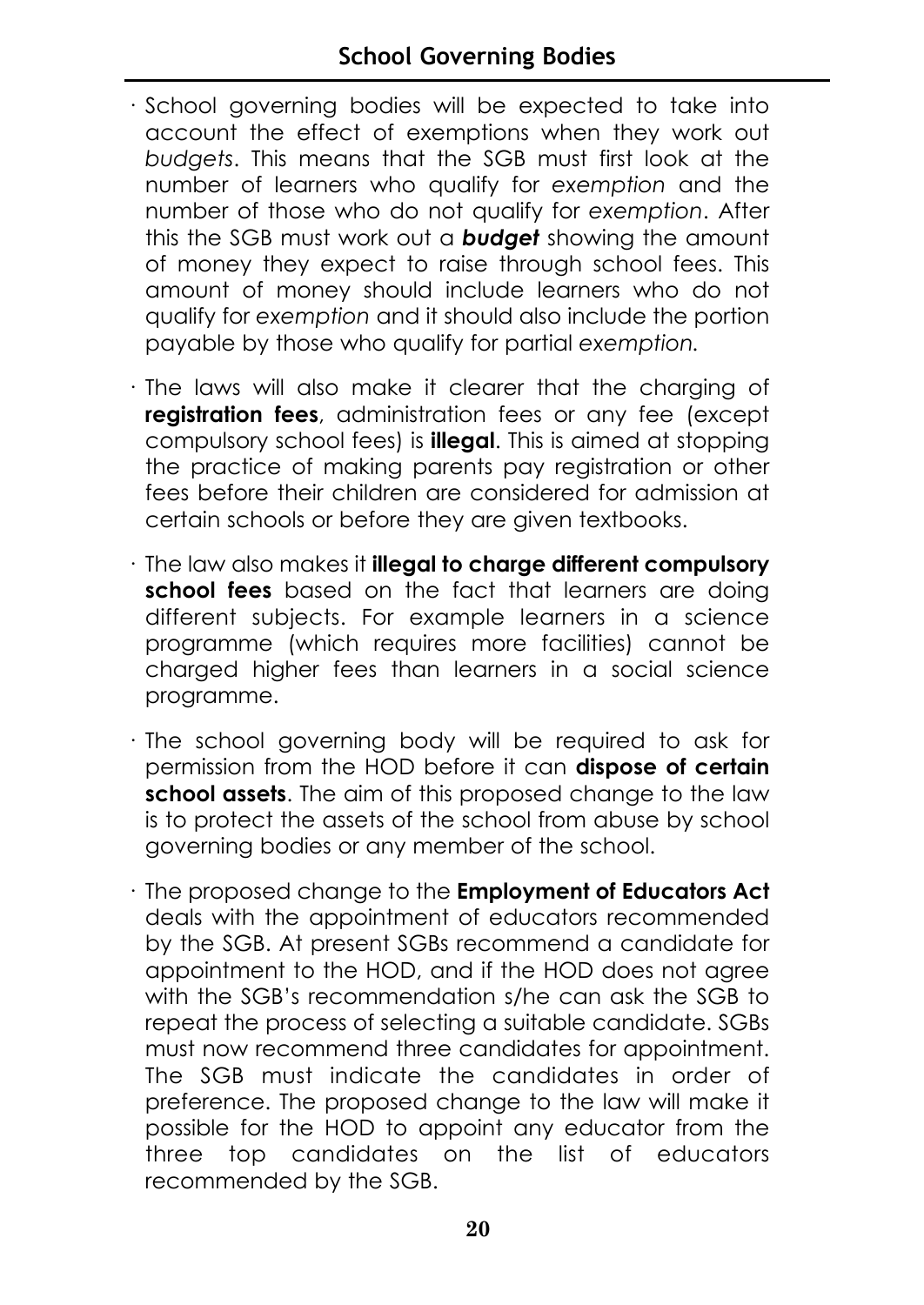- School governing bodies will be expected to take into account the effect of exemptions when they work out *budgets*. This means that the SGB must first look at the number of learners who qualify for *exemption* and the number of those who do not qualify for *exemption*. After this the SGB must work out a ***budget*** showing the amount of money they expect to raise through school fees. This amount of money should include learners who do not qualify for *exemption* and it should also include the portion payable by those who qualify for partial *exemption.*

- The laws will also make it clearer that the charging of **registration fees**, administration fees or any fee (except compulsory school fees) is **illegal**. This is aimed at stopping the practice of making parents pay registration or other fees before their children are considered for admission at certain schools or before they are given textbooks.

- The law also makes it **illegal to charge different compulsory school fees** based on the fact that learners are doing different subjects. For example learners in a science programme (which requires more facilities) cannot be charged higher fees than learners in a social science programme.

- The school governing body will be required to ask for permission from the HOD before it can **dispose of certain school assets**. The aim of this proposed change to the law is to protect the assets of the school from abuse by school governing bodies or any member of the school.

- The proposed change to the **Employment of Educators Act** deals with the appointment of educators recommended by the SGB. At present SGBs recommend a candidate for appointment to the HOD, and if the HOD does not agree with the SGB's recommendation s/he can ask the SGB to repeat the process of selecting a suitable candidate. SGBs must now recommend three candidates for appointment. The SGB must indicate the candidates in order of preference. The proposed change to the law will make it possible for the HOD to appoint any educator from the three top candidates on the list of educators recommended by the SGB.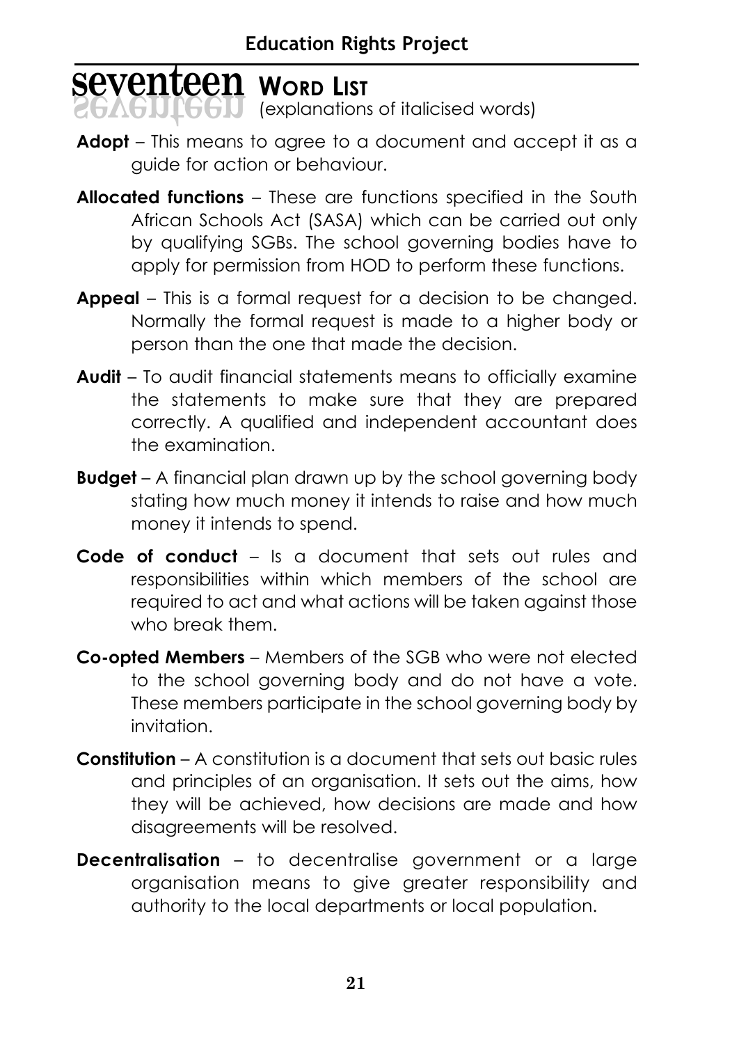# seventeen WORD LIST

(explanations of italicised words)

**Adopt** – This means to agree to a document and accept it as a guide for action or behaviour.

**Allocated functions** – These are functions specified in the South African Schools Act (SASA) which can be carried out only by qualifying SGBs. The school governing bodies have to apply for permission from HOD to perform these functions.

**Appeal** – This is a formal request for a decision to be changed. Normally the formal request is made to a higher body or person than the one that made the decision.

**Audit** – To audit financial statements means to officially examine the statements to make sure that they are prepared correctly. A qualified and independent accountant does the examination.

**Budget** – A financial plan drawn up by the school governing body stating how much money it intends to raise and how much money it intends to spend.

**Code of conduct** – Is a document that sets out rules and responsibilities within which members of the school are required to act and what actions will be taken against those who break them.

**Co-opted Members** – Members of the SGB who were not elected to the school governing body and do not have a vote. These members participate in the school governing body by invitation.

**Constitution** – A constitution is a document that sets out basic rules and principles of an organisation. It sets out the aims, how they will be achieved, how decisions are made and how disagreements will be resolved.

**Decentralisation** – to decentralise government or a large organisation means to give greater responsibility and authority to the local departments or local population.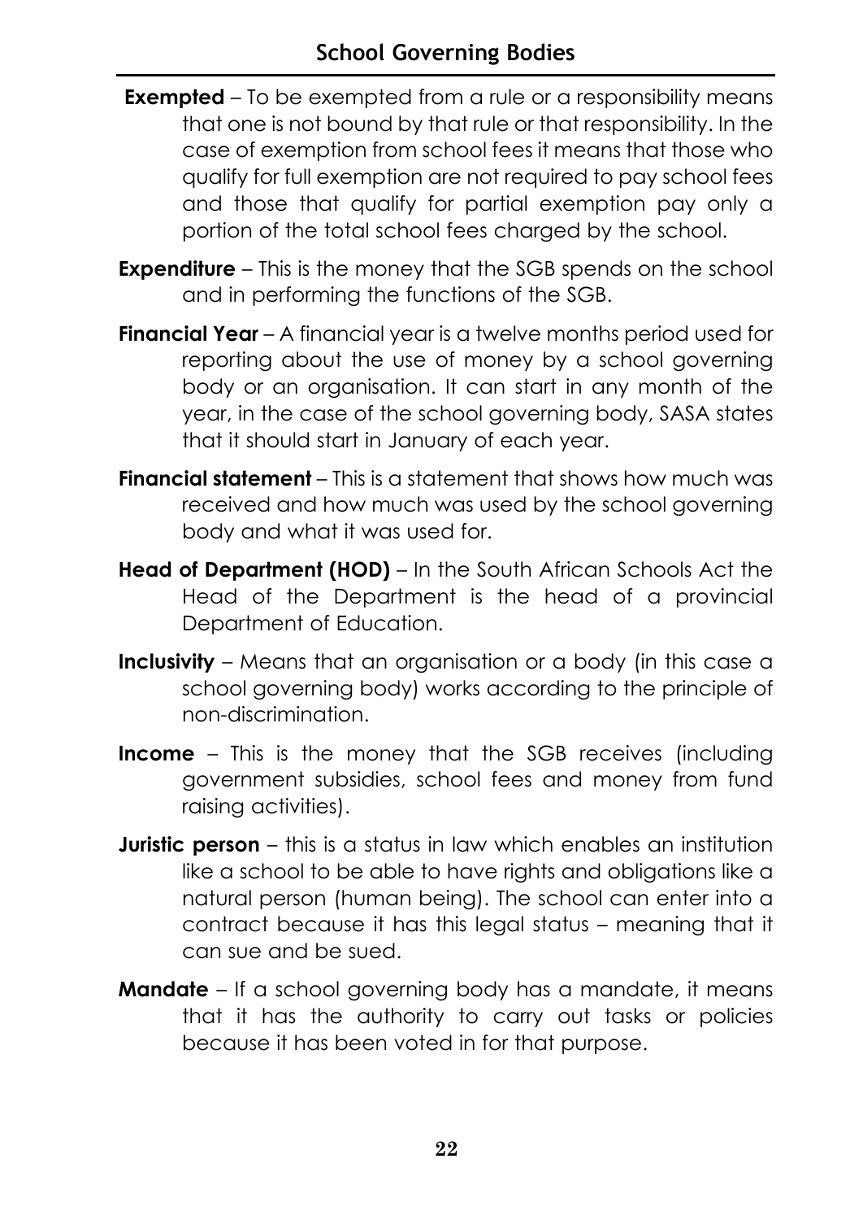**Exempted** – To be exempted from a rule or a responsibility means that one is not bound by that rule or that responsibility. In the case of exemption from school fees it means that those who qualify for full exemption are not required to pay school fees and those that qualify for partial exemption pay only a portion of the total school fees charged by the school.

**Expenditure** – This is the money that the SGB spends on the school and in performing the functions of the SGB.

**Financial Year** – A financial year is a twelve months period used for reporting about the use of money by a school governing body or an organisation. It can start in any month of the year, in the case of the school governing body, SASA states that it should start in January of each year.

**Financial statement** – This is a statement that shows how much was received and how much was used by the school governing body and what it was used for.

**Head of Department (HOD)** – In the South African Schools Act the Head of the Department is the head of a provincial Department of Education.

**Inclusivity** – Means that an organisation or a body (in this case a school governing body) works according to the principle of non-discrimination.

**Income** – This is the money that the SGB receives (including government subsidies, school fees and money from fund raising activities).

**Juristic person** – this is a status in law which enables an institution like a school to be able to have rights and obligations like a natural person (human being). The school can enter into a contract because it has this legal status – meaning that it can sue and be sued.

**Mandate** – If a school governing body has a mandate, it means that it has the authority to carry out tasks or policies because it has been voted in for that purpose.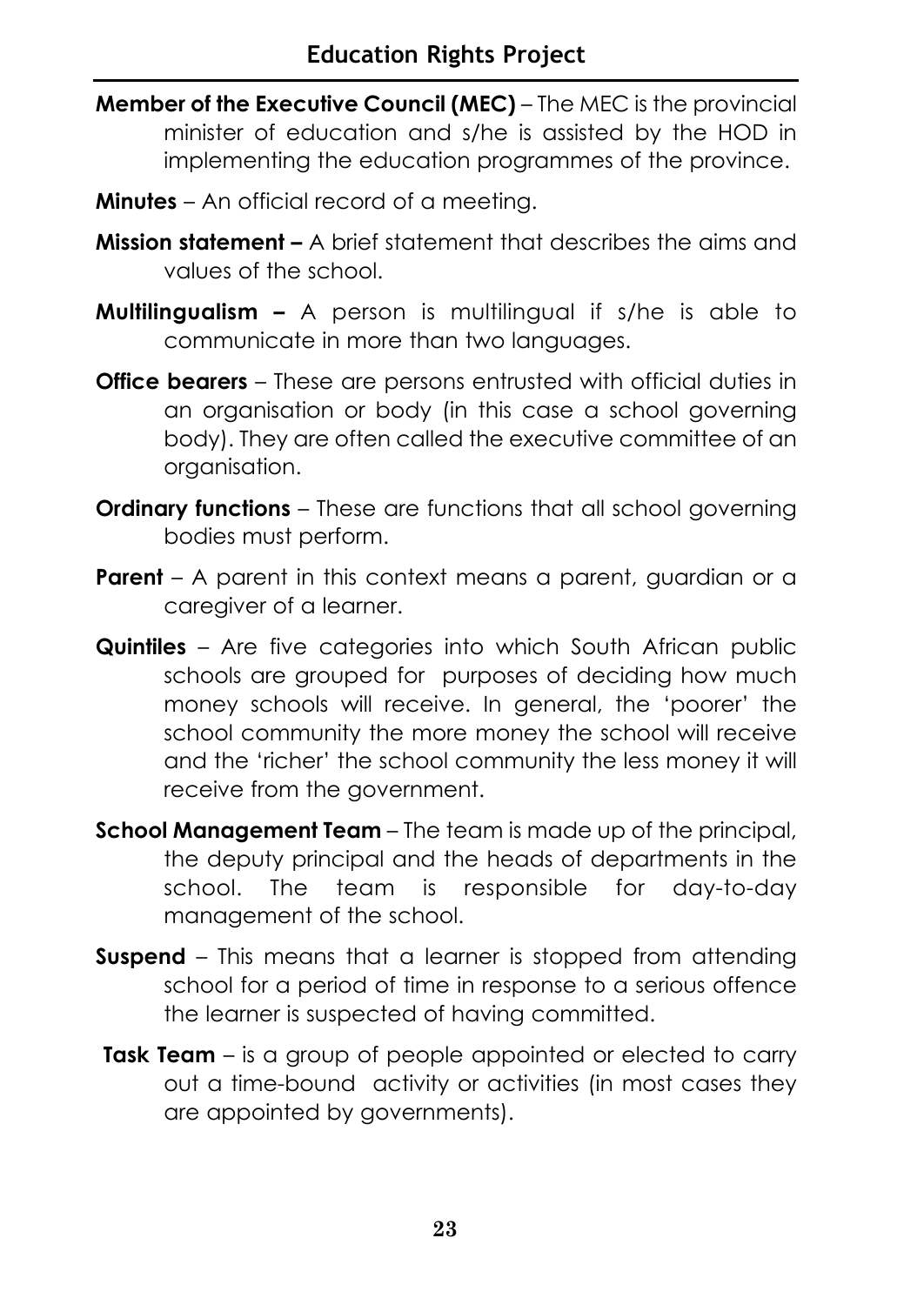**Member of the Executive Council (MEC)** – The MEC is the provincial minister of education and s/he is assisted by the HOD in implementing the education programmes of the province.

**Minutes** – An official record of a meeting.

**Mission statement –** A brief statement that describes the aims and values of the school.

**Multilingualism –** A person is multilingual if s/he is able to communicate in more than two languages.

**Office bearers** – These are persons entrusted with official duties in an organisation or body (in this case a school governing body). They are often called the executive committee of an organisation.

**Ordinary functions** – These are functions that all school governing bodies must perform.

**Parent** – A parent in this context means a parent, guardian or a caregiver of a learner.

**Quintiles** – Are five categories into which South African public schools are grouped for purposes of deciding how much money schools will receive. In general, the 'poorer' the school community the more money the school will receive and the 'richer' the school community the less money it will receive from the government.

**School Management Team** – The team is made up of the principal, the deputy principal and the heads of departments in the school. The team is responsible for day-to-day management of the school.

**Suspend** – This means that a learner is stopped from attending school for a period of time in response to a serious offence the learner is suspected of having committed.

**Task Team** – is a group of people appointed or elected to carry out a time-bound activity or activities (in most cases they are appointed by governments).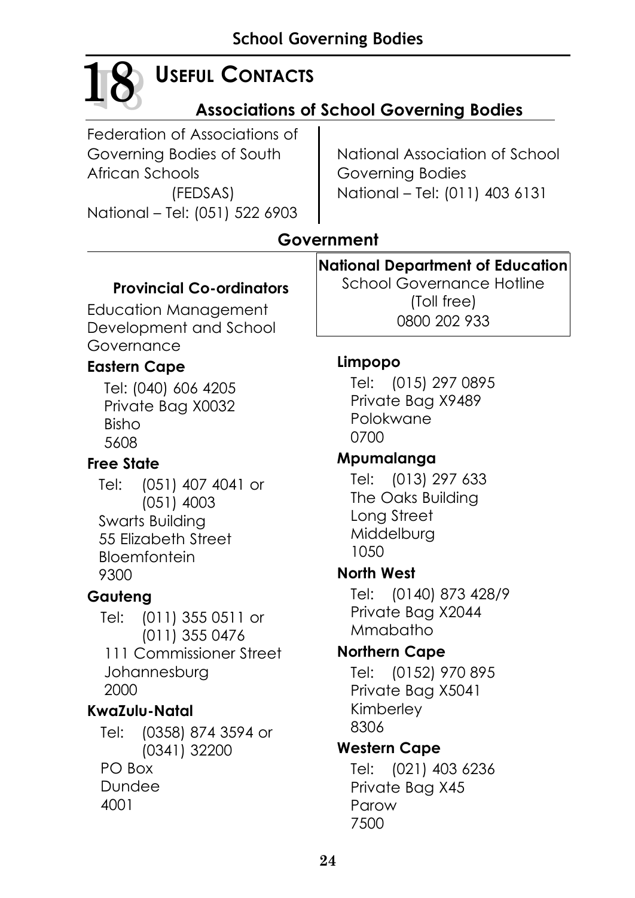# 18 Useful Contacts

## Associations of School Governing Bodies

Federation of Associations of Governing Bodies of South African Schools
(FEDSAS)
National – Tel: (051) 522 6903

National Association of School Governing Bodies
National – Tel: (011) 403 6131

## Government

**National Department of Education**
School Governance Hotline
(Toll free)
0800 202 933

### Provincial Co-ordinators

Education Management Development and School Governance

**Eastern Cape**

Tel: (040) 606 4205
Private Bag X0032
Bisho
5608

**Free State**

Tel: (051) 407 4041 or
(051) 4003
Swarts Building
55 Elizabeth Street
Bloemfontein
9300

**Gauteng**

Tel: (011) 355 0511 or
(011) 355 0476
111 Commissioner Street
Johannesburg
2000

**KwaZulu-Natal**

Tel: (0358) 874 3594 or
(0341) 32200
PO Box
Dundee
4001

**Limpopo**

Tel: (015) 297 0895
Private Bag X9489
Polokwane
0700

**Mpumalanga**

Tel: (013) 297 633
The Oaks Building
Long Street
Middelburg
1050

**North West**

Tel: (0140) 873 428/9
Private Bag X2044
Mmabatho

**Northern Cape**

Tel: (0152) 970 895
Private Bag X5041
Kimberley
8306

**Western Cape**

Tel: (021) 403 6236
Private Bag X45
Parow
7500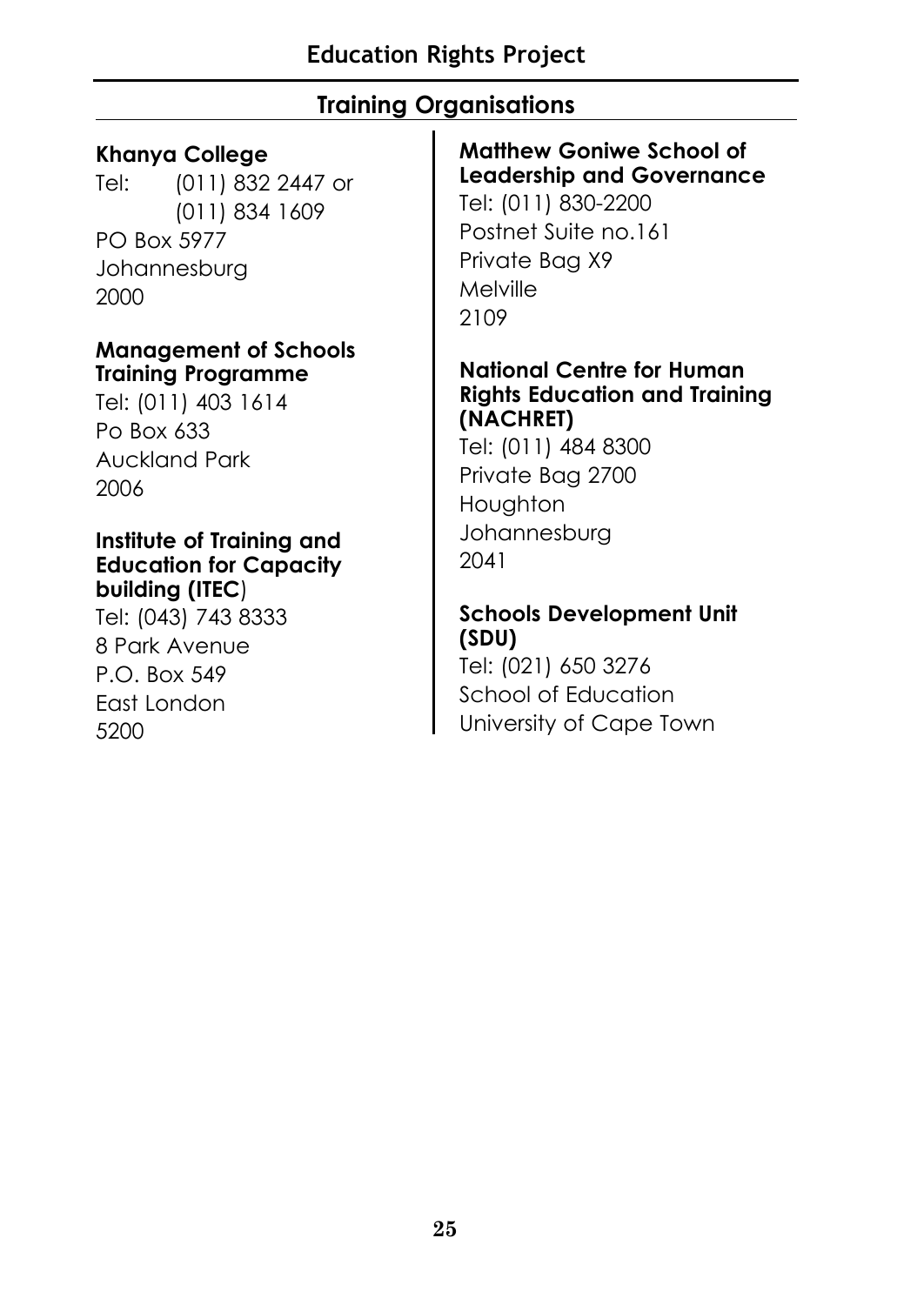## Training Organisations

**Khanya College**
Tel: (011) 832 2447 or
(011) 834 1609
PO Box 5977
Johannesburg
2000

**Management of Schools Training Programme**
Tel: (011) 403 1614
Po Box 633
Auckland Park
2006

**Institute of Training and Education for Capacity building (ITEC)**
Tel: (043) 743 8333
8 Park Avenue
P.O. Box 549
East London
5200

**Matthew Goniwe School of Leadership and Governance**
Tel: (011) 830-2200
Postnet Suite no.161
Private Bag X9
Melville
2109

**National Centre for Human Rights Education and Training (NACHRET)**
Tel: (011) 484 8300
Private Bag 2700
Houghton
Johannesburg
2041

**Schools Development Unit (SDU)**
Tel: (021) 650 3276
School of Education
University of Cape Town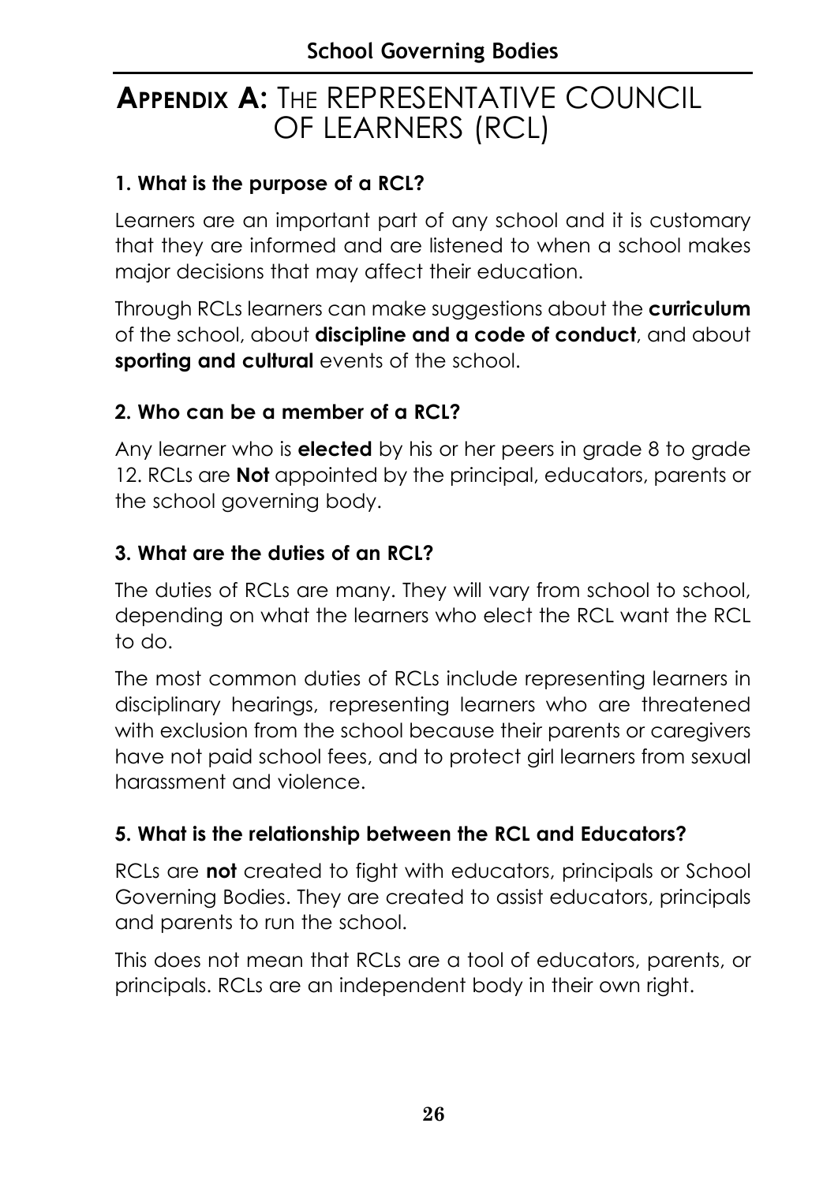# APPENDIX A: THE REPRESENTATIVE COUNCIL OF LEARNERS (RCL)

### 1. What is the purpose of a RCL?

Learners are an important part of any school and it is customary that they are informed and are listened to when a school makes major decisions that may affect their education.

Through RCLs learners can make suggestions about the **curriculum** of the school, about **discipline and a code of conduct**, and about **sporting and cultural** events of the school.

### 2. Who can be a member of a RCL?

Any learner who is **elected** by his or her peers in grade 8 to grade 12. RCLs are **Not** appointed by the principal, educators, parents or the school governing body.

### 3. What are the duties of an RCL?

The duties of RCLs are many. They will vary from school to school, depending on what the learners who elect the RCL want the RCL to do.

The most common duties of RCLs include representing learners in disciplinary hearings, representing learners who are threatened with exclusion from the school because their parents or caregivers have not paid school fees, and to protect girl learners from sexual harassment and violence.

### 5. What is the relationship between the RCL and Educators?

RCLs are **not** created to fight with educators, principals or School Governing Bodies. They are created to assist educators, principals and parents to run the school.

This does not mean that RCLs are a tool of educators, parents, or principals. RCLs are an independent body in their own right.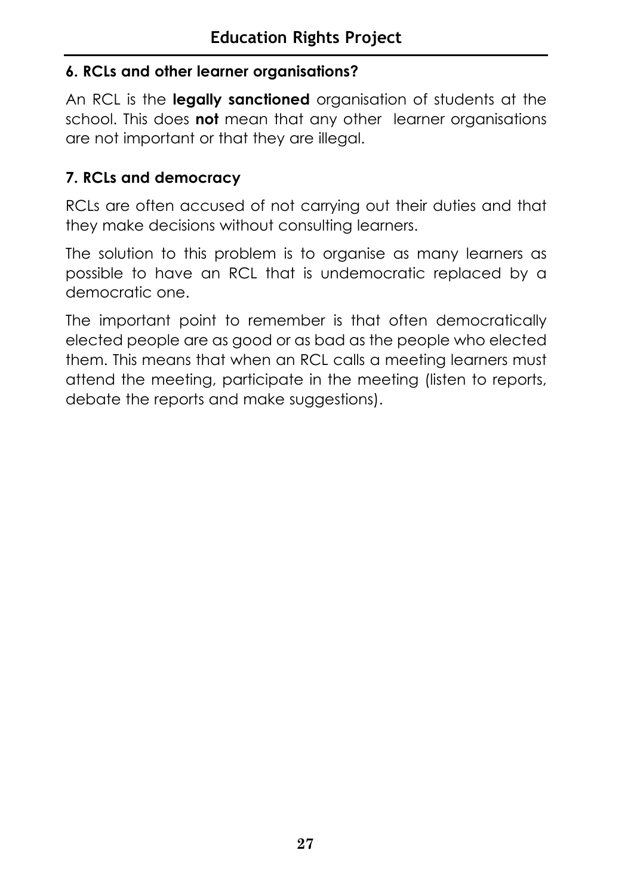### 6. RCLs and other learner organisations?

An RCL is the **legally sanctioned** organisation of students at the school. This does **not** mean that any other learner organisations are not important or that they are illegal.

### 7. RCLs and democracy

RCLs are often accused of not carrying out their duties and that they make decisions without consulting learners.

The solution to this problem is to organise as many learners as possible to have an RCL that is undemocratic replaced by a democratic one.

The important point to remember is that often democratically elected people are as good or as bad as the people who elected them. This means that when an RCL calls a meeting learners must attend the meeting, participate in the meeting (listen to reports, debate the reports and make suggestions).